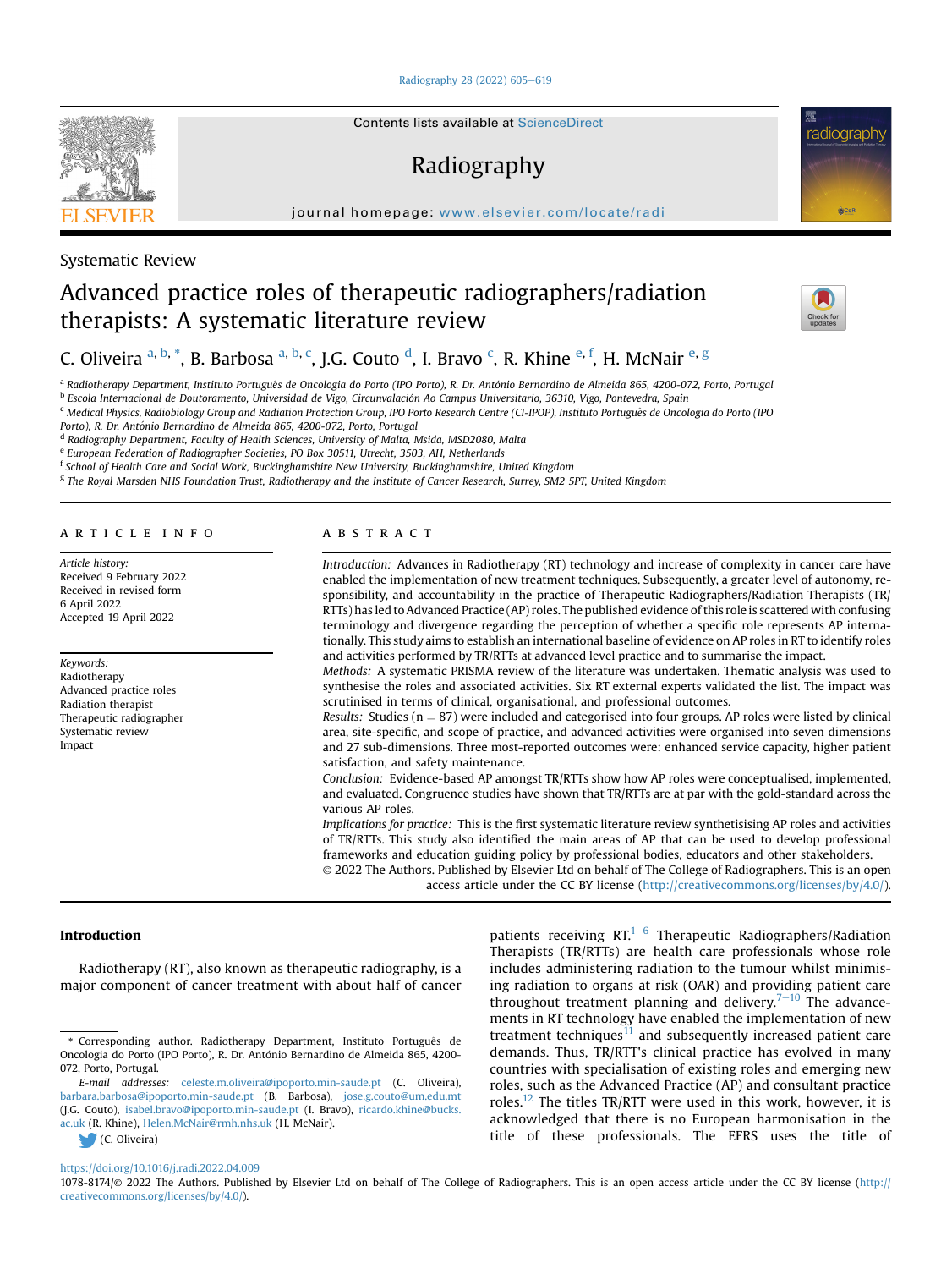Systematic Review

# Advanced practice roles of therapeutic radiographers/radiation therapists: A systematic literature review

C. Oliveira [a, b, *], B. Barbosa [a, b, c], J.G. Couto [d], I. Bravo [c], R. Khine [e, f], H. McNair [e, g]

[a] Radiotherapy Department, Instituto Português de Oncologia do Porto (IPO Porto), R. Dr. António Bernardino de Almeida 865, 4200-072, Porto, Portugal
[b] Escola Internacional de Doutoramento, Universidad de Vigo, Circunvalación Ao Campus Universitario, 36310, Vigo, Pontevedra, Spain
[c] Medical Physics, Radiobiology Group and Radiation Protection Group, IPO Porto Research Centre (CI-IPOP), Instituto Português de Oncologia do Porto (IPO Porto), R. Dr. António Bernardino de Almeida 865, 4200-072, Porto, Portugal
[d] Radiography Department, Faculty of Health Sciences, University of Malta, Msida, MSD2080, Malta
[e] European Federation of Radiographer Societies, PO Box 30511, Utrecht, 3503, AH, Netherlands
[f] School of Health Care and Social Work, Buckinghamshire New University, Buckinghamshire, United Kingdom
[g] The Royal Marsden NHS Foundation Trust, Radiotherapy and the Institute of Cancer Research, Surrey, SM2 5PT, United Kingdom

## ARTICLE INFO

*Article history:*
Received 9 February 2022
Received in revised form 6 April 2022
Accepted 19 April 2022

*Keywords:*
Radiotherapy
Advanced practice roles
Radiation therapist
Therapeutic radiographer
Systematic review
Impact

## ABSTRACT

*Introduction:* Advances in Radiotherapy (RT) technology and increase of complexity in cancer care have enabled the implementation of new treatment techniques. Subsequently, a greater level of autonomy, responsibility, and accountability in the practice of Therapeutic Radiographers/Radiation Therapists (TR/RTTs) has led to Advanced Practice (AP) roles. The published evidence of this role is scattered with confusing terminology and divergence regarding the perception of whether a specific role represents AP internationally. This study aims to establish an international baseline of evidence on AP roles in RT to identify roles and activities performed by TR/RTTs at advanced level practice and to summarise the impact.

*Methods:* A systematic PRISMA review of the literature was undertaken. Thematic analysis was used to synthesise the roles and associated activities. Six RT external experts validated the list. The impact was scrutinised in terms of clinical, organisational, and professional outcomes.

*Results:* Studies (n = 87) were included and categorised into four groups. AP roles were listed by clinical area, site-specific, and scope of practice, and advanced activities were organised into seven dimensions and 27 sub-dimensions. Three most-reported outcomes were: enhanced service capacity, higher patient satisfaction, and safety maintenance.

*Conclusion:* Evidence-based AP amongst TR/RTTs show how AP roles were conceptualised, implemented, and evaluated. Congruence studies have shown that TR/RTTs are at par with the gold-standard across the various AP roles.

*Implications for practice:* This is the first systematic literature review synthetisising AP roles and activities of TR/RTTs. This study also identified the main areas of AP that can be used to develop professional frameworks and education guiding policy by professional bodies, educators and other stakeholders.

© 2022 The Authors. Published by Elsevier Ltd on behalf of The College of Radiographers. This is an open access article under the CC BY license (http://creativecommons.org/licenses/by/4.0/).

## Introduction

Radiotherapy (RT), also known as therapeutic radiography, is a major component of cancer treatment with about half of cancer patients receiving RT.[1–6] Therapeutic Radiographers/Radiation Therapists (TR/RTTs) are health care professionals whose role includes administering radiation to the tumour whilst minimising radiation to organs at risk (OAR) and providing patient care throughout treatment planning and delivery.[7–10] The advancements in RT technology have enabled the implementation of new treatment techniques[11] and subsequently increased patient care demands. Thus, TR/RTT's clinical practice has evolved in many countries with specialisation of existing roles and emerging new roles, such as the Advanced Practice (AP) and consultant practice roles.[12] The titles TR/RTT were used in this work, however, it is acknowledged that there is no European harmonisation in the title of these professionals. The EFRS uses the title of

\* Corresponding author. Radiotherapy Department, Instituto Português de Oncologia do Porto (IPO Porto), R. Dr. António Bernardino de Almeida 865, 4200-072, Porto, Portugal.
*E-mail addresses:* celeste.m.oliveira@ipoporto.min-saude.pt (C. Oliveira), barbara.barbosa@ipoporto.min-saude.pt (B. Barbosa), jose.g.couto@um.edu.mt (J.G. Couto), isabel.bravo@ipoporto.min-saude.pt (I. Bravo), ricardo.khine@bucks.ac.uk (R. Khine), Helen.McNair@rmh.nhs.uk (H. McNair).
(C. Oliveira)

https://doi.org/10.1016/j.radi.2022.04.009
1078-8174/© 2022 The Authors. Published by Elsevier Ltd on behalf of The College of Radiographers. This is an open access article under the CC BY license (http://creativecommons.org/licenses/by/4.0/).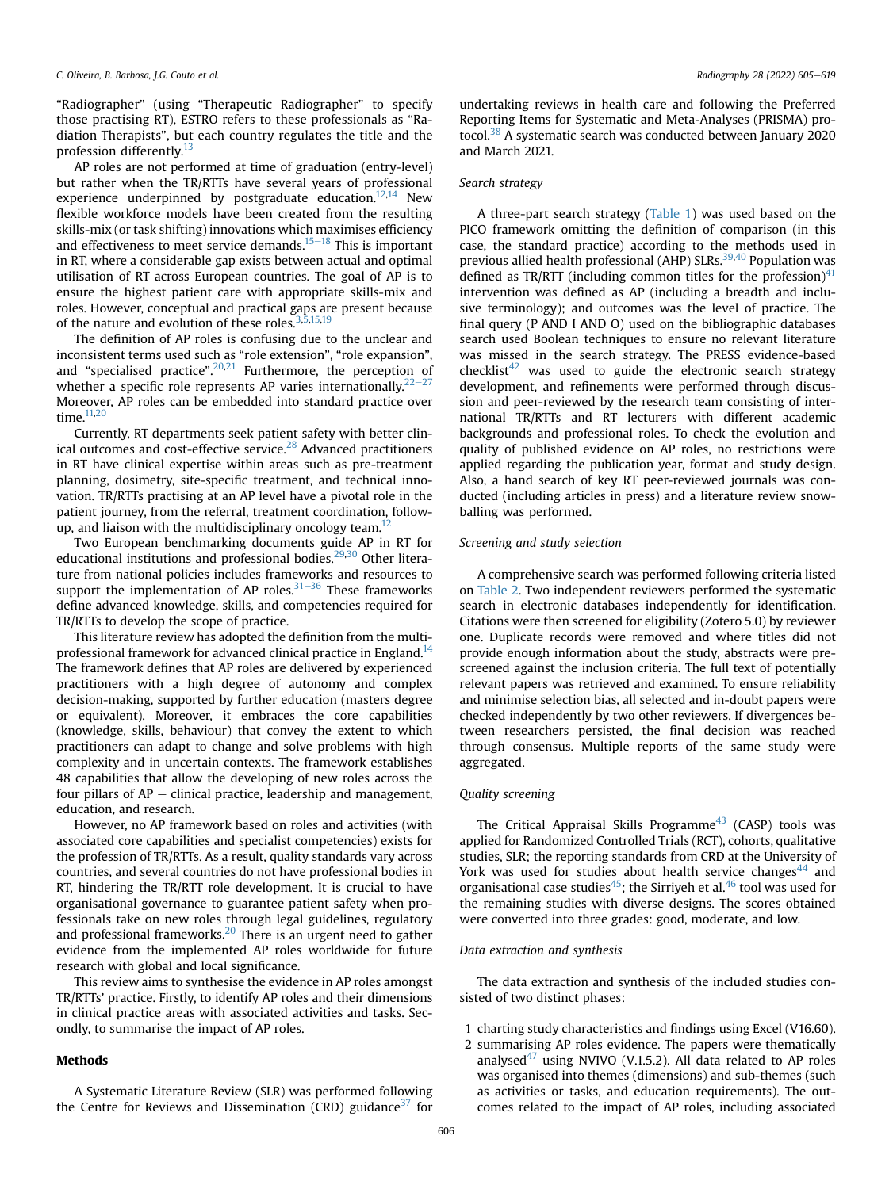"Radiographer" (using "Therapeutic Radiographer" to specify those practising RT), ESTRO refers to these professionals as "Radiation Therapists", but each country regulates the title and the profession differently.[13]

AP roles are not performed at time of graduation (entry-level) but rather when the TR/RTTs have several years of professional experience underpinned by postgraduate education.[12,14] New flexible workforce models have been created from the resulting skills-mix (or task shifting) innovations which maximises efficiency and effectiveness to meet service demands.[15–18] This is important in RT, where a considerable gap exists between actual and optimal utilisation of RT across European countries. The goal of AP is to ensure the highest patient care with appropriate skills-mix and roles. However, conceptual and practical gaps are present because of the nature and evolution of these roles.[3,5,15,19]

The definition of AP roles is confusing due to the unclear and inconsistent terms used such as "role extension", "role expansion", and "specialised practice".[20,21] Furthermore, the perception of whether a specific role represents AP varies internationally.[22–27] Moreover, AP roles can be embedded into standard practice over time.[11,20]

Currently, RT departments seek patient safety with better clinical outcomes and cost-effective service.[28] Advanced practitioners in RT have clinical expertise within areas such as pre-treatment planning, dosimetry, site-specific treatment, and technical innovation. TR/RTTs practising at an AP level have a pivotal role in the patient journey, from the referral, treatment coordination, follow-up, and liaison with the multidisciplinary oncology team.[12]

Two European benchmarking documents guide AP in RT for educational institutions and professional bodies.[29,30] Other literature from national policies includes frameworks and resources to support the implementation of AP roles.[31–36] These frameworks define advanced knowledge, skills, and competencies required for TR/RTTs to develop the scope of practice.

This literature review has adopted the definition from the multiprofessional framework for advanced clinical practice in England.[14] The framework defines that AP roles are delivered by experienced practitioners with a high degree of autonomy and complex decision-making, supported by further education (masters degree or equivalent). Moreover, it embraces the core capabilities (knowledge, skills, behaviour) that convey the extent to which practitioners can adapt to change and solve problems with high complexity and in uncertain contexts. The framework establishes 48 capabilities that allow the developing of new roles across the four pillars of AP – clinical practice, leadership and management, education, and research.

However, no AP framework based on roles and activities (with associated core capabilities and specialist competencies) exists for the profession of TR/RTTs. As a result, quality standards vary across countries, and several countries do not have professional bodies in RT, hindering the TR/RTT role development. It is crucial to have organisational governance to guarantee patient safety when professionals take on new roles through legal guidelines, regulatory and professional frameworks.[20] There is an urgent need to gather evidence from the implemented AP roles worldwide for future research with global and local significance.

This review aims to synthesise the evidence in AP roles amongst TR/RTTs' practice. Firstly, to identify AP roles and their dimensions in clinical practice areas with associated activities and tasks. Secondly, to summarise the impact of AP roles.

## Methods

A Systematic Literature Review (SLR) was performed following the Centre for Reviews and Dissemination (CRD) guidance[37] for undertaking reviews in health care and following the Preferred Reporting Items for Systematic and Meta-Analyses (PRISMA) protocol.[38] A systematic search was conducted between January 2020 and March 2021.

### *Search strategy*

A three-part search strategy (Table 1) was used based on the PICO framework omitting the definition of comparison (in this case, the standard practice) according to the methods used in previous allied health professional (AHP) SLRs.[39,40] Population was defined as TR/RTT (including common titles for the profession)[41] intervention was defined as AP (including a breadth and inclusive terminology); and outcomes was the level of practice. The final query (P AND I AND O) used on the bibliographic databases search used Boolean techniques to ensure no relevant literature was missed in the search strategy. The PRESS evidence-based checklist[42] was used to guide the electronic search strategy development, and refinements were performed through discussion and peer-reviewed by the research team consisting of international TR/RTTs and RT lecturers with different academic backgrounds and professional roles. To check the evolution and quality of published evidence on AP roles, no restrictions were applied regarding the publication year, format and study design. Also, a hand search of key RT peer-reviewed journals was conducted (including articles in press) and a literature review snowballing was performed.

### *Screening and study selection*

A comprehensive search was performed following criteria listed on Table 2. Two independent reviewers performed the systematic search in electronic databases independently for identification. Citations were then screened for eligibility (Zotero 5.0) by reviewer one. Duplicate records were removed and where titles did not provide enough information about the study, abstracts were prescreened against the inclusion criteria. The full text of potentially relevant papers was retrieved and examined. To ensure reliability and minimise selection bias, all selected and in-doubt papers were checked independently by two other reviewers. If divergences between researchers persisted, the final decision was reached through consensus. Multiple reports of the same study were aggregated.

### *Quality screening*

The Critical Appraisal Skills Programme[43] (CASP) tools was applied for Randomized Controlled Trials (RCT), cohorts, qualitative studies, SLR; the reporting standards from CRD at the University of York was used for studies about health service changes[44] and organisational case studies[45]; the Sirriyeh et al.[46] tool was used for the remaining studies with diverse designs. The scores obtained were converted into three grades: good, moderate, and low.

### *Data extraction and synthesis*

The data extraction and synthesis of the included studies consisted of two distinct phases:

1. charting study characteristics and findings using Excel (V16.60).
2. summarising AP roles evidence. The papers were thematically analysed[47] using NVIVO (V.1.5.2). All data related to AP roles was organised into themes (dimensions) and sub-themes (such as activities or tasks, and education requirements). The outcomes related to the impact of AP roles, including associated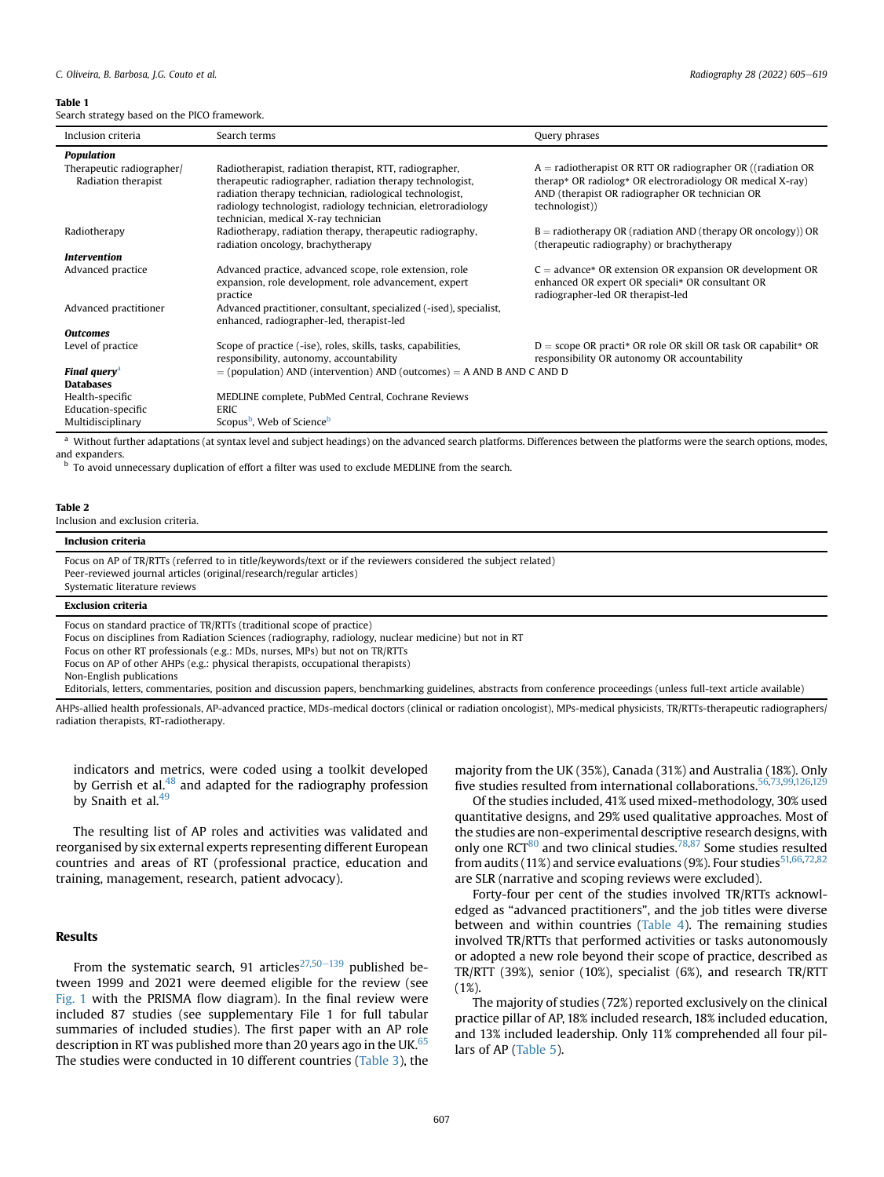**Table 1**
Search strategy based on the PICO framework.

| Inclusion criteria | Search terms | Query phrases |
|---|---|---|
| ***Population*** | | |
| Therapeutic radiographer/ Radiation therapist | Radiotherapist, radiation therapist, RTT, radiographer, therapeutic radiographer, radiation therapy technologist, radiation therapy technician, radiological technologist, radiology technologist, radiology technician, eletroradiology technician, medical X-ray technician | A = radiotherapist OR RTT OR radiographer OR ((radiation OR therap* OR radiolog* OR electroradiology OR medical X-ray) AND (therapist OR radiographer OR technician OR technologist)) |
| Radiotherapy | Radiotherapy, radiation therapy, therapeutic radiography, radiation oncology, brachytherapy | B = radiotherapy OR (radiation AND (therapy OR oncology)) OR (therapeutic radiography) or brachytherapy |
| ***Intervention*** | | |
| Advanced practice | Advanced practice, advanced scope, role extension, role expansion, role development, role advancement, expert practice | C = advance* OR extension OR expansion OR development OR enhanced OR expert OR speciali* OR consultant OR radiographer-led OR therapist-led |
| Advanced practitioner | Advanced practitioner, consultant, specialized (-ised), specialist, enhanced, radiographer-led, therapist-led | |
| ***Outcomes*** | | |
| Level of practice | Scope of practice (-ise), roles, skills, tasks, capabilities, responsibility, autonomy, accountability | D = scope OR practi* OR role OR skill OR task OR capabilit* OR responsibility OR autonomy OR accountability |
| ***Final query***[a] | = (population) AND (intervention) AND (outcomes) = A AND B AND C AND D | |
| **Databases** | | |
| Health-specific | MEDLINE complete, PubMed Central, Cochrane Reviews | |
| Education-specific | ERIC | |
| Multidisciplinary | Scopus[b], Web of Science[b] | |

[a] Without further adaptations (at syntax level and subject headings) on the advanced search platforms. Differences between the platforms were the search options, modes, and expanders.
[b] To avoid unnecessary duplication of effort a filter was used to exclude MEDLINE from the search.

**Table 2**
Inclusion and exclusion criteria.

| **Inclusion criteria** |
|---|
| Focus on AP of TR/RTTs (referred to in title/keywords/text or if the reviewers considered the subject related) |
| Peer-reviewed journal articles (original/research/regular articles) |
| Systematic literature reviews |
| **Exclusion criteria** |
| Focus on standard practice of TR/RTTs (traditional scope of practice) |
| Focus on disciplines from Radiation Sciences (radiography, radiology, nuclear medicine) but not in RT |
| Focus on other RT professionals (e.g.: MDs, nurses, MPs) but not on TR/RTTs |
| Focus on AP of other AHPs (e.g.: physical therapists, occupational therapists) |
| Non-English publications |
| Editorials, letters, commentaries, position and discussion papers, benchmarking guidelines, abstracts from conference proceedings (unless full-text article available) |

AHPs-allied health professionals, AP-advanced practice, MDs-medical doctors (clinical or radiation oncologist), MPs-medical physicists, TR/RTTs-therapeutic radiographers/ radiation therapists, RT-radiotherapy.

indicators and metrics, were coded using a toolkit developed by Gerrish et al.[48] and adapted for the radiography profession by Snaith et al.[49]

The resulting list of AP roles and activities was validated and reorganised by six external experts representing different European countries and areas of RT (professional practice, education and training, management, research, patient advocacy).

## Results

From the systematic search, 91 articles[27,50–139] published between 1999 and 2021 were deemed eligible for the review (see Fig. 1 with the PRISMA flow diagram). In the final review were included 87 studies (see supplementary File 1 for full tabular summaries of included studies). The first paper with an AP role description in RT was published more than 20 years ago in the UK.[65] The studies were conducted in 10 different countries (Table 3), the majority from the UK (35%), Canada (31%) and Australia (18%). Only five studies resulted from international collaborations.[56,73,99,126,129]

Of the studies included, 41% used mixed-methodology, 30% used quantitative designs, and 29% used qualitative approaches. Most of the studies are non-experimental descriptive research designs, with only one RCT[80] and two clinical studies.[78,87] Some studies resulted from audits (11%) and service evaluations (9%). Four studies[51,66,72,82] are SLR (narrative and scoping reviews were excluded).

Forty-four per cent of the studies involved TR/RTTs acknowledged as "advanced practitioners", and the job titles were diverse between and within countries (Table 4). The remaining studies involved TR/RTTs that performed activities or tasks autonomously or adopted a new role beyond their scope of practice, described as TR/RTT (39%), senior (10%), specialist (6%), and research TR/RTT (1%).

The majority of studies (72%) reported exclusively on the clinical practice pillar of AP, 18% included research, 18% included education, and 13% included leadership. Only 11% comprehended all four pillars of AP (Table 5).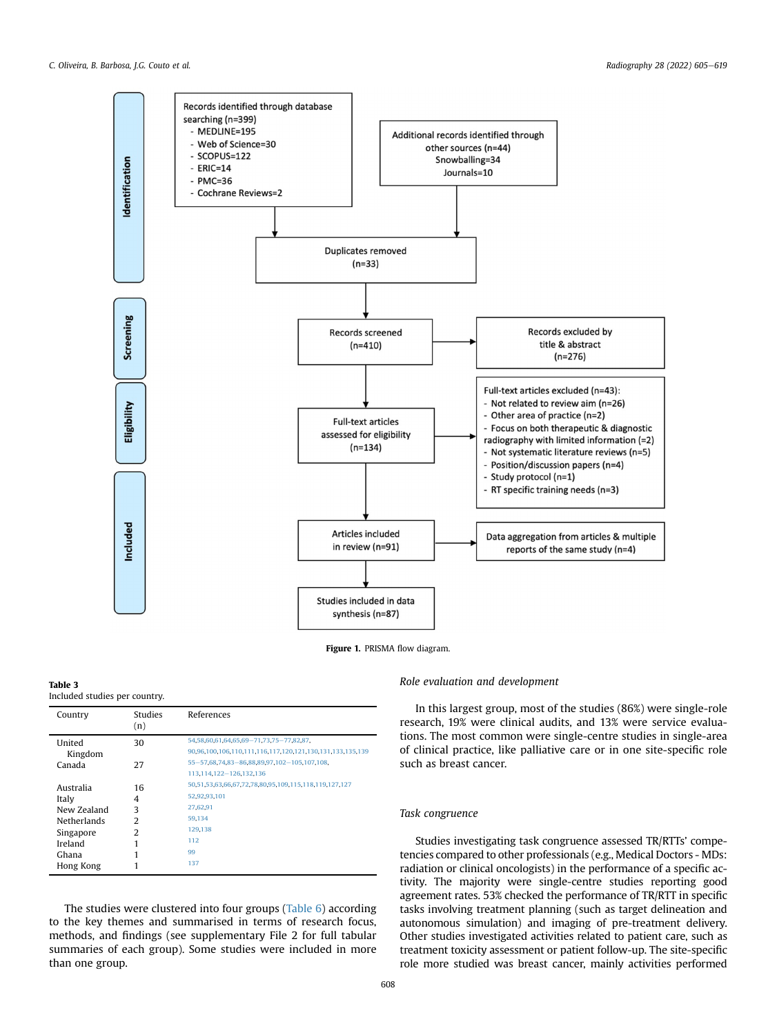Records identified through database searching (n=399)
- MEDLINE=195
- Web of Science=30
- SCOPUS=122
- ERIC=14
- PMC=36
- Cochrane Reviews=2

Additional records identified through other sources (n=44)
Snowballing=34
Journals=10

Duplicates removed (n=33)

Records screened (n=410)

Records excluded by title & abstract (n=276)

Full-text articles assessed for eligibility (n=134)

Full-text articles excluded (n=43):
- Not related to review aim (n=26)
- Other area of practice (n=2)
- Focus on both therapeutic & diagnostic radiography with limited information (=2)
- Not systematic literature reviews (n=5)
- Position/discussion papers (n=4)
- Study protocol (n=1)
- RT specific training needs (n=3)

Articles included in review (n=91)

Data aggregation from articles & multiple reports of the same study (n=4)

Studies included in data synthesis (n=87)

Identification | Screening | Eligibility | Included

**Figure 1.** PRISMA flow diagram.

**Table 3**
Included studies per country.

| Country | Studies (n) | References |
|---|---|---|
| United Kingdom | 30 | 54,58,60,61,64,65,69–71,73,75–77,82,87,90,96,100,106,110,111,116,117,120,121,130,131,133,135,139 |
| Canada | 27 | 55–57,68,74,83–86,88,89,97,102–105,107,108,113,114,122–126,132,136 |
| Australia | 16 | 50,51,53,63,66,67,72,78,80,95,109,115,118,119,127,127 |
| Italy | 4 | 52,92,93,101 |
| New Zealand | 3 | 27,62,91 |
| Netherlands | 2 | 59,134 |
| Singapore | 2 | 129,138 |
| Ireland | 1 | 112 |
| Ghana | 1 | 99 |
| Hong Kong | 1 | 137 |

The studies were clustered into four groups (Table 6) according to the key themes and summarised in terms of research focus, methods, and findings (see supplementary File 2 for full tabular summaries of each group). Some studies were included in more than one group.

### Role evaluation and development

In this largest group, most of the studies (86%) were single-role research, 19% were clinical audits, and 13% were service evaluations. The most common were single-centre studies in single-area of clinical practice, like palliative care or in one site-specific role such as breast cancer.

### Task congruence

Studies investigating task congruence assessed TR/RTTs' competencies compared to other professionals (e.g., Medical Doctors - MDs: radiation or clinical oncologists) in the performance of a specific activity. The majority were single-centre studies reporting good agreement rates. 53% checked the performance of TR/RTT in specific tasks involving treatment planning (such as target delineation and autonomous simulation) and imaging of pre-treatment delivery. Other studies investigated activities related to patient care, such as treatment toxicity assessment or patient follow-up. The site-specific role more studied was breast cancer, mainly activities performed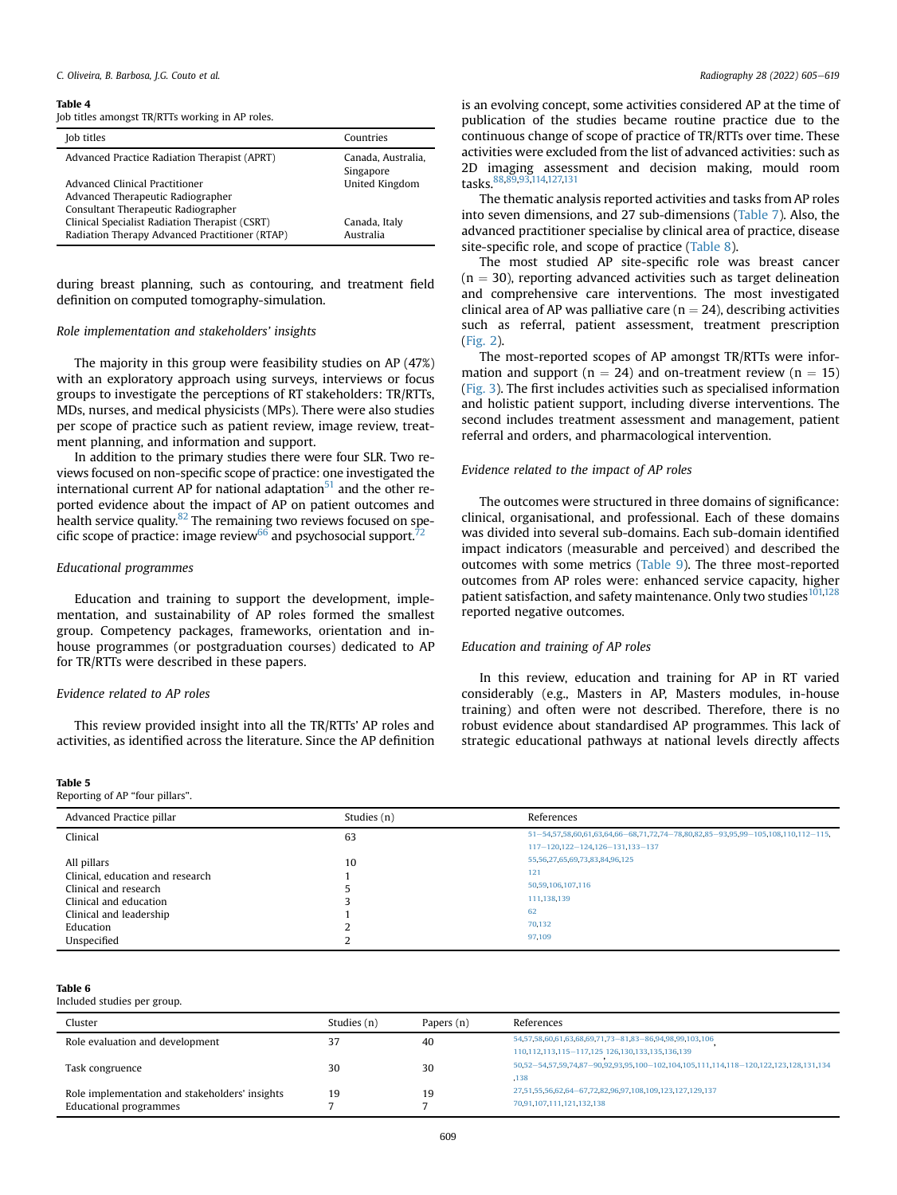Table 4
Job titles amongst TR/RTTs working in AP roles.

| Job titles | Countries |
| --- | --- |
| Advanced Practice Radiation Therapist (APRT) | Canada, Australia, Singapore |
| Advanced Clinical Practitioner<br>Advanced Therapeutic Radiographer<br>Consultant Therapeutic Radiographer | United Kingdom |
| Clinical Specialist Radiation Therapist (CSRT) | Canada, Italy |
| Radiation Therapy Advanced Practitioner (RTAP) | Australia |

during breast planning, such as contouring, and treatment field definition on computed tomography-simulation.

*Role implementation and stakeholders' insights*

The majority in this group were feasibility studies on AP (47%) with an exploratory approach using surveys, interviews or focus groups to investigate the perceptions of RT stakeholders: TR/RTTs, MDs, nurses, and medical physicists (MPs). There were also studies per scope of practice such as patient review, image review, treatment planning, and information and support.

In addition to the primary studies there were four SLR. Two reviews focused on non-specific scope of practice: one investigated the international current AP for national adaptation[51] and the other reported evidence about the impact of AP on patient outcomes and health service quality.[82] The remaining two reviews focused on specific scope of practice: image review[66] and psychosocial support.[72]

*Educational programmes*

Education and training to support the development, implementation, and sustainability of AP roles formed the smallest group. Competency packages, frameworks, orientation and in-house programmes (or postgraduation courses) dedicated to AP for TR/RTTs were described in these papers.

*Evidence related to AP roles*

This review provided insight into all the TR/RTTs' AP roles and activities, as identified across the literature. Since the AP definition is an evolving concept, some activities considered AP at the time of publication of the studies became routine practice due to the continuous change of scope of TR/RTTs over time. These activities were excluded from the list of advanced activities: such as 2D imaging assessment and decision making, mould room tasks.[88,89,93,114,127,131]

The thematic analysis reported activities and tasks from AP roles into seven dimensions, and 27 sub-dimensions (Table 7). Also, the advanced practitioner specialise by clinical area of practice, disease site-specific role, and scope of practice (Table 8).

The most studied AP site-specific role was breast cancer (n = 30), reporting advanced activities such as target delineation and comprehensive care interventions. The most investigated clinical area of AP was palliative care (n = 24), describing activities such as referral, patient assessment, treatment prescription (Fig. 2).

The most-reported scopes of AP amongst TR/RTTs were information and support (n = 24) and on-treatment review (n = 15) (Fig. 3). The first includes activities such as specialised information and holistic patient support, including diverse interventions. The second includes treatment assessment and management, patient referral and orders, and pharmacological intervention.

*Evidence related to the impact of AP roles*

The outcomes were structured in three domains of significance: clinical, organisational, and professional. Each of these domains was divided into several sub-domains. Each sub-domain identified impact indicators (measurable and perceived) and described the outcomes with some metrics (Table 9). The three most-reported outcomes from AP roles were: enhanced service capacity, higher patient satisfaction, and safety maintenance. Only two studies[101,128] reported negative outcomes.

*Education and training of AP roles*

In this review, education and training for AP in RT varied considerably (e.g., Masters in AP, Masters modules, in-house training) and often were not described. Therefore, there is no robust evidence about standardised AP programmes. This lack of strategic educational pathways at national levels directly affects

Table 5
Reporting of AP "four pillars".

| Advanced Practice pillar | Studies (n) | References |
| --- | --- | --- |
| Clinical | 63 | 51–54,57,58,60,61,63,64,66–68,71,72,74–78,80,82,85–93,95,99–105,108,110,112–115,117–120,122–124,126–131,133–137 |
| All pillars | 10 | 55,56,27,65,69,73,83,84,96,125 |
| Clinical, education and research | 1 | 121 |
| Clinical and research | 5 | 50,59,106,107,116 |
| Clinical and education | 3 | 111,138,139 |
| Clinical and leadership | 1 | 62 |
| Education | 2 | 70,132 |
| Unspecified | 2 | 97,109 |

Table 6
Included studies per group.

| Cluster | Studies (n) | Papers (n) | References |
| --- | --- | --- | --- |
| Role evaluation and development | 37 | 40 | 54,57,58,60,61,63,68,69,71,73–81,83–86,94,98,99,103,106,110,112,113,115–117,125,126,130,133,135,136,139 |
| Task congruence | 30 | 30 | 50,52–54,57,59,74,87–90,92,93,95,100–102,104,105,111,114,118–120,122,123,128,131,134,138 |
| Role implementation and stakeholders' insights | 19 | 19 | 27,51,55,62,64–67,72,82,96,97,108,109,123,127,129,137 |
| Educational programmes | 7 | 7 | 70,91,107,111,121,132,138 |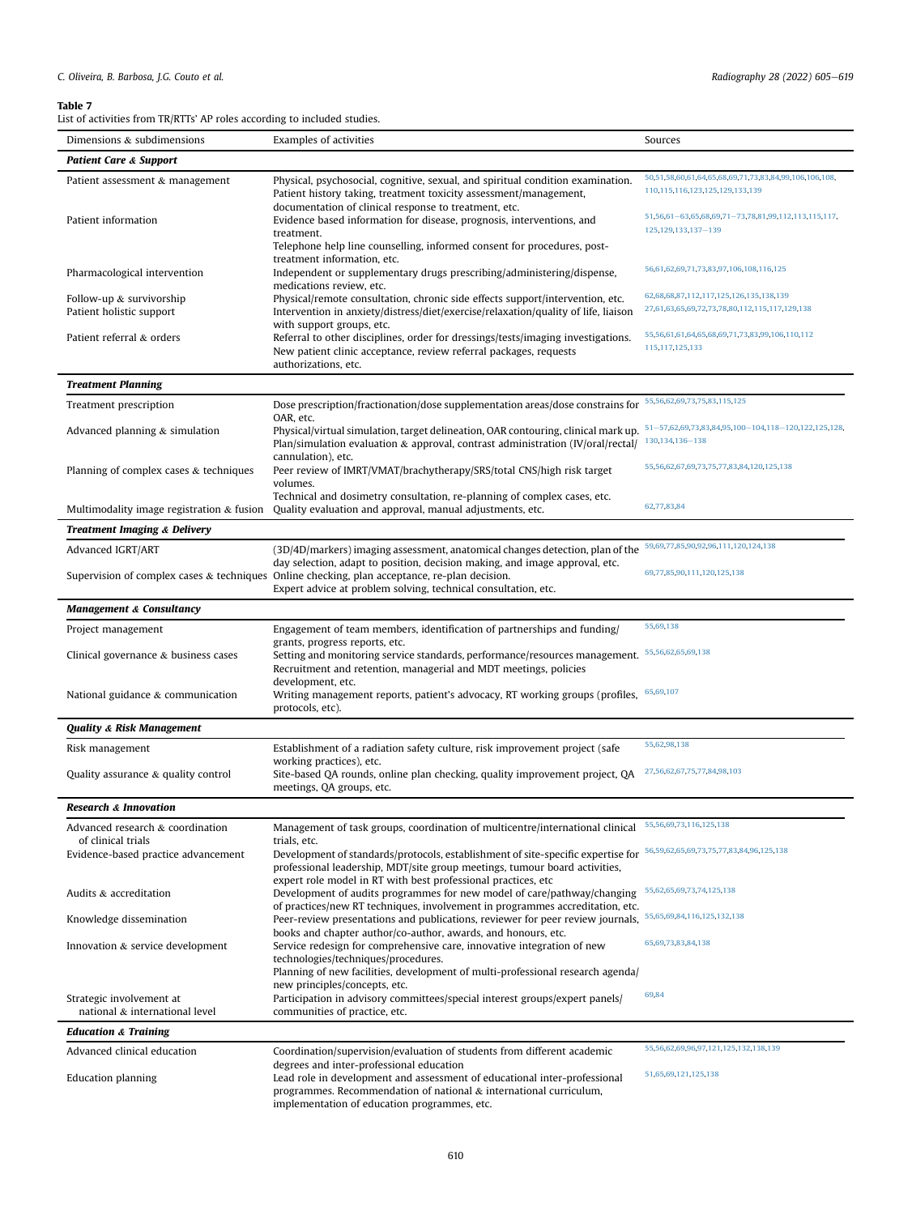**Table 7**
List of activities from TR/RTTs' AP roles according to included studies.

| Dimensions & subdimensions | Examples of activities | Sources |
|---|---|---|
| ***Patient Care & Support*** | | |
| Patient assessment & management | Physical, psychosocial, cognitive, sexual, and spiritual condition examination. Patient history taking, treatment toxicity assessment/management, documentation of clinical response to treatment, etc. | 50,51,58,60,61,64,65,68,69,71,73,83,84,99,106,106,108,110,115,116,123,125,129,133,139 |
| Patient information | Evidence based information for disease, prognosis, interventions, and treatment. Telephone help line counselling, informed consent for procedures, post-treatment information, etc. | 51,56,61–63,65,68,69,71–73,78,81,99,112,113,115,117,125,129,133,137–139 |
| Pharmacological intervention | Independent or supplementary drugs prescribing/administering/dispense, medications review, etc. | 56,61,62,69,71,73,83,97,106,108,116,125 |
| Follow-up & survivorship | Physical/remote consultation, chronic side effects support/intervention, etc. | 62,68,68,87,112,117,125,126,135,138,139 |
| Patient holistic support | Intervention in anxiety/distress/diet/exercise/relaxation/quality of life, liaison with support groups, etc. | 27,61,63,65,69,72,73,78,80,112,115,117,129,138 |
| Patient referral & orders | Referral to other disciplines, order for dressings/tests/imaging investigations. New patient clinic acceptance, review referral packages, requests authorizations, etc. | 55,56,61,61,64,65,68,69,71,73,83,99,106,110,112,115,117,125,133 |
| ***Treatment Planning*** | | |
| Treatment prescription | Dose prescription/fractionation/dose supplementation areas/dose constrains for OAR, etc. | 55,56,62,69,73,75,83,115,125 |
| Advanced planning & simulation | Physical/virtual simulation, target delineation, OAR contouring, clinical mark up. Plan/simulation evaluation & approval, contrast administration (IV/oral/rectal/cannulation), etc. | 51–57,62,69,73,83,84,95,100–104,118–120,122,125,128,130,134,136–138 |
| Planning of complex cases & techniques | Peer review of IMRT/VMAT/brachytherapy/SRS/total CNS/high risk target volumes. Technical and dosimetry consultation, re-planning of complex cases, etc. | 55,56,62,67,69,73,75,77,83,84,120,125,138 |
| Multimodality image registration & fusion | Quality evaluation and approval, manual adjustments, etc. | 62,77,83,84 |
| ***Treatment Imaging & Delivery*** | | |
| Advanced IGRT/ART | (3D/4D/markers) imaging assessment, anatomical changes detection, plan of the day selection, adapt to position, decision making, and image approval, etc. | 59,69,77,85,90,92,96,111,120,124,138 |
| Supervision of complex cases & techniques | Online checking, plan acceptance, re-plan decision. Expert advice at problem solving, technical consultation, etc. | 69,77,85,90,111,120,125,138 |
| ***Management & Consultancy*** | | |
| Project management | Engagement of team members, identification of partnerships and funding/grants, progress reports, etc. | 55,69,138 |
| Clinical governance & business cases | Setting and monitoring service standards, performance/resources management. Recruitment and retention, managerial and MDT meetings, policies development, etc. | 55,56,62,65,69,138 |
| National guidance & communication | Writing management reports, patient's advocacy, RT working groups (profiles, protocols, etc). | 65,69,107 |
| ***Quality & Risk Management*** | | |
| Risk management | Establishment of a radiation safety culture, risk improvement project (safe working practices), etc. | 55,62,98,138 |
| Quality assurance & quality control | Site-based QA rounds, online plan checking, quality improvement project, QA meetings, QA groups, etc. | 27,56,62,67,75,77,84,98,103 |
| ***Research & Innovation*** | | |
| Advanced research & coordination of clinical trials | Management of task groups, coordination of multicentre/international clinical trials, etc. | 55,56,69,73,116,125,138 |
| Evidence-based practice advancement | Development of standards/protocols, establishment of site-specific expertise for professional leadership, MDT/site group meetings, tumour board activities, expert role model in RT with best professional practices, etc | 56,59,62,65,69,73,75,77,83,84,96,125,138 |
| Audits & accreditation | Development of audits programmes for new model of care/pathway/changing of practices/new RT techniques, involvement in programmes accreditation, etc. | 55,62,65,69,73,74,125,138 |
| Knowledge dissemination | Peer-review presentations and publications, reviewer for peer review journals, books and chapter author/co-author, awards, and honours, etc. | 55,65,69,84,116,125,132,138 |
| Innovation & service development | Service redesign for comprehensive care, innovative integration of new technologies/techniques/procedures. Planning of new facilities, development of multi-professional research agenda/new principles/concepts, etc. | 65,69,73,83,84,138 |
| Strategic involvement at national & international level | Participation in advisory committees/special interest groups/expert panels/communities of practice, etc. | 69,84 |
| ***Education & Training*** | | |
| Advanced clinical education | Coordination/supervision/evaluation of students from different academic degrees and inter-professional education | 55,56,62,69,96,97,121,125,132,138,139 |
| Education planning | Lead role in development and assessment of educational inter-professional programmes. Recommendation of national & international curriculum, implementation of education programmes, etc. | 51,65,69,121,125,138 |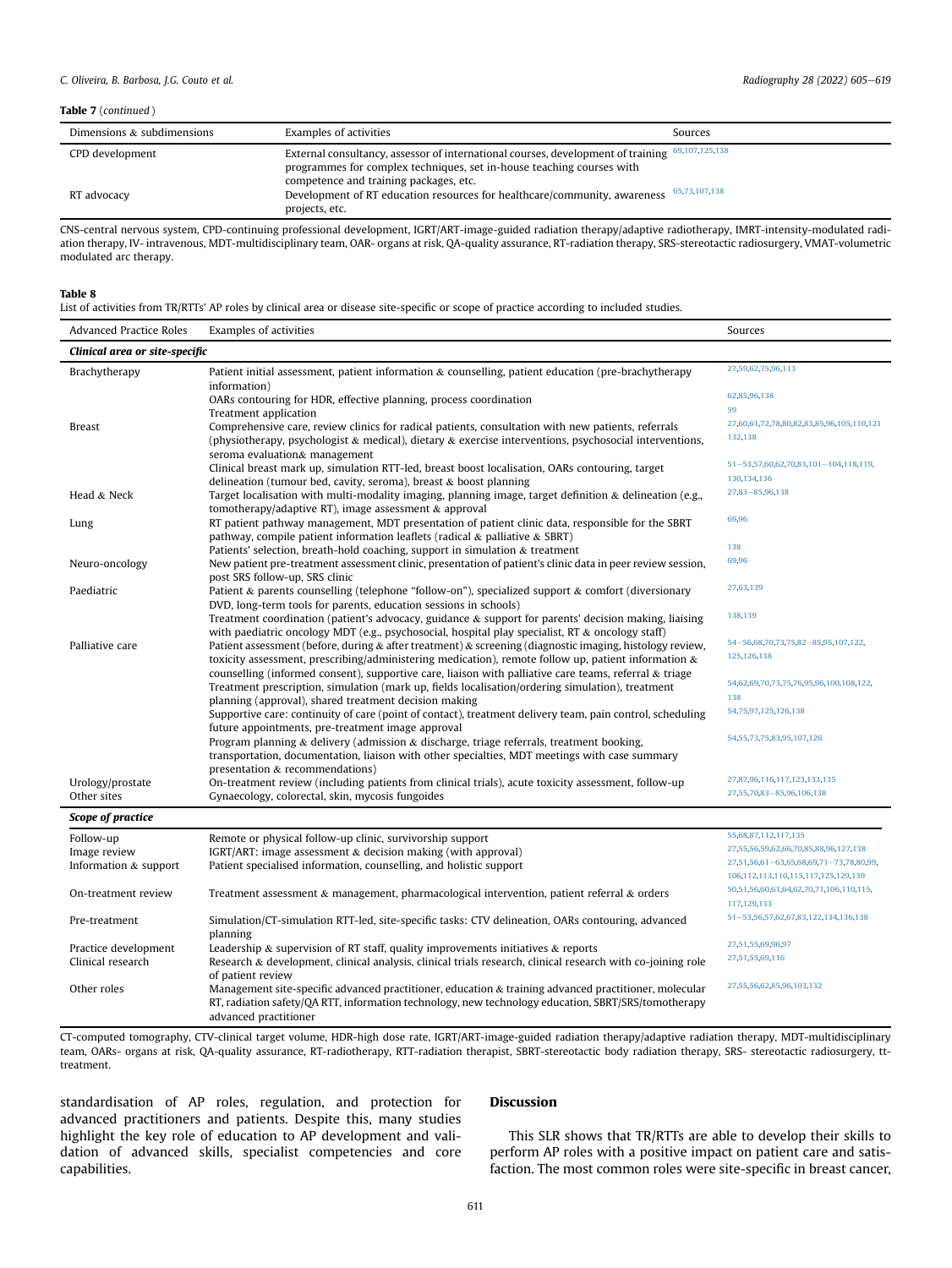**Table 7** (*continued*)

| Dimensions & subdimensions | Examples of activities | Sources |
|---|---|---|
| CPD development | External consultancy, assessor of international courses, development of training programmes for complex techniques, set in-house teaching courses with competence and training packages, etc. | 69,107,125,138 |
| RT advocacy | Development of RT education resources for healthcare/community, awareness projects, etc. | 65,73,107,138 |

CNS-central nervous system, CPD-continuing professional development, IGRT/ART-image-guided radiation therapy/adaptive radiotherapy, IMRT-intensity-modulated radiation therapy, IV- intravenous, MDT-multidisciplinary team, OAR- organs at risk, QA-quality assurance, RT-radiation therapy, SRS-stereotactic radiosurgery, VMAT-volumetric modulated arc therapy.

**Table 8**
List of activities from TR/RTTs' AP roles by clinical area or disease site-specific or scope of practice according to included studies.

| Advanced Practice Roles | Examples of activities | Sources |
|---|---|---|
| ***Clinical area or site-specific*** | | |
| Brachytherapy | Patient initial assessment, patient information & counselling, patient education (pre-brachytherapy information) | 27,59,62,75,96,113 |
| | OARs contouring for HDR, effective planning, process coordination | 62,85,96,138 |
| | Treatment application | 59 |
| Breast | Comprehensive care, review clinics for radical patients, consultation with new patients, referrals (physiotherapy, psychologist & medical), dietary & exercise interventions, psychosocial interventions, seroma evaluation& management | 27,60,61,72,78,80,82,83,85,96,105,110,121 132,138 |
| | Clinical breast mark up, simulation RTT-led, breast boost localisation, OARs contouring, target delineation (tumour bed, cavity, seroma), breast & boost planning | 51–53,57,60,62,70,83,101–104,118,119, 130,134,136 |
| Head & Neck | Target localisation with multi-modality imaging, planning image, target definition & delineation (e.g., tomotherapy/adaptive RT), image assessment & approval | 27,83–85,96,138 |
| Lung | RT patient pathway management, MDT presentation of patient clinic data, responsible for the SBRT pathway, compile patient information leaflets (radical & palliative & SBRT) | 69,96 |
| | Patients' selection, breath-hold coaching, support in simulation & treatment | 138 |
| Neuro-oncology | New patient pre-treatment assessment clinic, presentation of patient's clinic data in peer review session, post SRS follow-up, SRS clinic | 69,96 |
| Paediatric | Patient & parents counselling (telephone "follow-on"), specialized support & comfort (diversionary DVD, long-term tools for parents, education sessions in schools) | 27,63,139 |
| | Treatment coordination (patient's advocacy, guidance & support for parents' decision making, liaising with paediatric oncology MDT (e.g., psychosocial, hospital play specialist, RT & oncology staff) | 138,139 |
| Palliative care | Patient assessment (before, during & after treatment) & screening (diagnostic imaging, histology review, toxicity assessment, prescribing/administering medication), remote follow up, patient information & counselling (informed consent), supportive care, liaison with palliative care teams, referral & triage | 54–56,68,70,73,75,82–85,95,107,122, 125,126,138 |
| | Treatment prescription, simulation (mark up, fields localisation/ordering simulation), treatment planning (approval), shared treatment decision making | 54,62,69,70,73,75,76,95,96,100,108,122, 138 |
| | Supportive care: continuity of care (point of contact), treatment delivery team, pain control, scheduling future appointments, pre-treatment image approval | 54,75,97,125,126,138 |
| | Program planning & delivery (admission & discharge, triage referrals, treatment booking, transportation, documentation, liaison with other specialties, MDT meetings with case summary presentation & recommendations) | 54,55,73,75,83,95,107,126 |
| Urology/prostate | On-treatment review (including patients from clinical trials), acute toxicity assessment, follow-up | 27,87,96,116,117,123,133,135 |
| Other sites | Gynaecology, colorectal, skin, mycosis fungoides | 27,55,70,83–85,96,106,138 |
| ***Scope of practice*** | | |
| Follow-up | Remote or physical follow-up clinic, survivorship support | 55,68,87,112,117,135 |
| Image review | IGRT/ART: image assessment & decision making (with approval) | 27,55,56,59,62,66,70,85,88,96,127,138 |
| Information & support | Patient specialised information, counselling, and holistic support | 27,51,56,61–63,65,68,69,71–73,78,80,99, 106,112,113,110,115,117,125,129,139 |
| On-treatment review | Treatment assessment & management, pharmacological intervention, patient referral & orders | 50,51,56,60,61,64,62,70,71,106,110,115, 117,129,133 |
| Pre-treatment | Simulation/CT-simulation RTT-led, site-specific tasks: CTV delineation, OARs contouring, advanced planning | 51–53,56,57,62,67,83,122,134,136,138 |
| Practice development | Leadership & supervision of RT staff, quality improvements initiatives & reports | 27,51,55,69,96,97 |
| Clinical research | Research & development, clinical analysis, clinical trials research, clinical research with co-joining role of patient review | 27,51,55,69,116 |
| Other roles | Management site-specific advanced practitioner, education & training advanced practitioner, molecular RT, radiation safety/QA RTT, information technology, new technology education, SBRT/SRS/tomotherapy advanced practitioner | 27,55,56,62,85,96,103,132 |

CT-computed tomography, CTV-clinical target volume, HDR-high dose rate, IGRT/ART-image-guided radiation therapy/adaptive radiation therapy, MDT-multidisciplinary team, OARs- organs at risk, QA-quality assurance, RT-radiotherapy, RTT-radiation therapist, SBRT-stereotactic body radiation therapy, SRS- stereotactic radiosurgery, tt-treatment.

standardisation of AP roles, regulation, and protection for advanced practitioners and patients. Despite this, many studies highlight the key role of education to AP development and validation of advanced skills, specialist competencies and core capabilities.

## Discussion

This SLR shows that TR/RTTs are able to develop their skills to perform AP roles with a positive impact on patient care and satisfaction. The most common roles were site-specific in breast cancer,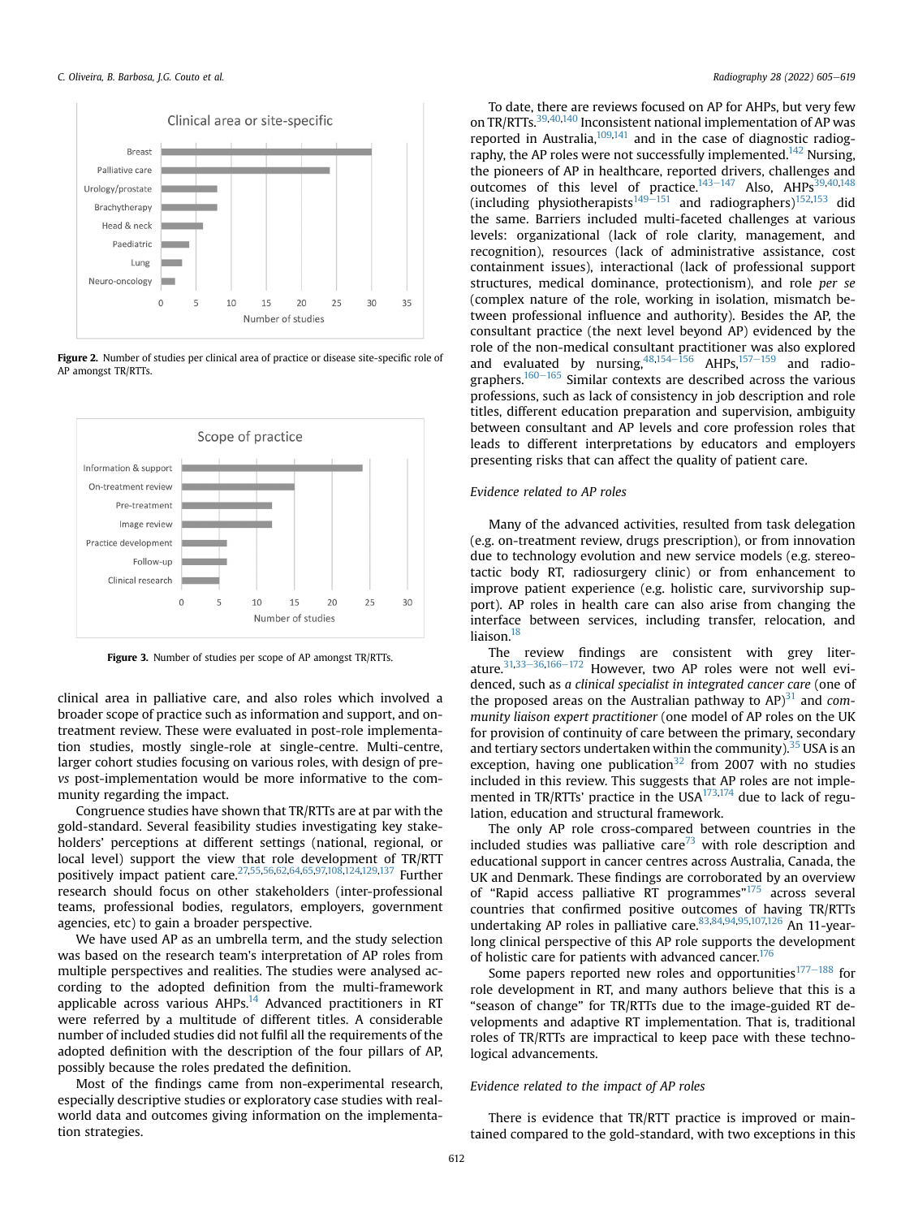Figure 2. Number of studies per clinical area of practice or disease site-specific role of AP amongst TR/RTTs.

Figure 3. Number of studies per scope of AP amongst TR/RTTs.

clinical area in palliative care, and also roles which involved a broader scope of practice such as information and support, and on-treatment review. These were evaluated in post-role implementation studies, mostly single-role at single-centre. Multi-centre, larger cohort studies focusing on various roles, with design of pre-*vs* post-implementation would be more informative to the community regarding the impact.

Congruence studies have shown that TR/RTTs are at par with the gold-standard. Several feasibility studies investigating key stakeholders' perceptions at different settings (national, regional, or local level) support the view that role development of TR/RTT positively impact patient care.[27,55,56,62,64,65,97,108,124,129,137] Further research should focus on other stakeholders (inter-professional teams, professional bodies, regulators, employers, government agencies, etc) to gain a broader perspective.

We have used AP as an umbrella term, and the study selection was based on the research team's interpretation of AP roles from multiple perspectives and realities. The studies were analysed according to the adopted definition from the multi-framework applicable across various AHPs.[14] Advanced practitioners in RT were referred by a multitude of different titles. A considerable number of included studies did not fulfil all the requirements of the adopted definition with the description of the four pillars of AP, possibly because the roles predated the definition.

Most of the findings came from non-experimental research, especially descriptive studies or exploratory case studies with real-world data and outcomes giving information on the implementation strategies.

To date, there are reviews focused on AP for AHPs, but very few on TR/RTTs.[39,40,140] Inconsistent national implementation of AP was reported in Australia,[109,141] and in the case of diagnostic radiography, the AP roles were not successfully implemented.[142] Nursing, the pioneers of AP in healthcare, reported drivers, challenges and outcomes of this level of practice.[143–147] Also, AHPs[39,40,148] (including physiotherapists[149–151] and radiographers)[152,153] did the same. Barriers included multi-faceted challenges at various levels: organizational (lack of role clarity, management, and recognition), resources (lack of administrative assistance, cost containment issues), interactional (lack of professional support structures, medical dominance, protectionism), and role *per se* (complex nature of the role, working in isolation, mismatch between professional influence and authority). Besides the AP, the consultant practice (the next level beyond AP) evidenced by the role of the non-medical consultant practitioner was also explored and evaluated by nursing,[48,154–156] AHPs,[157–159] and radiographers.[160–165] Similar contexts are described across the various professions, such as lack of consistency in job description and role titles, different education preparation and supervision, ambiguity between consultant and AP levels and core profession roles that leads to different interpretations by educators and employers presenting risks that can affect the quality of patient care.

*Evidence related to AP roles*

Many of the advanced activities, resulted from task delegation (e.g. on-treatment review, drugs prescription), or from innovation due to technology evolution and new service models (e.g. stereotactic body RT, radiosurgery clinic) or from enhancement to improve patient experience (e.g. holistic care, survivorship support). AP roles in health care can also arise from changing the interface between services, including transfer, relocation, and liaison.[18]

The review findings are consistent with grey literature.[31,33–36,166–172] However, two AP roles were not well evidenced, such as *a clinical specialist in integrated cancer care* (one of the proposed areas on the Australian pathway to AP)[31] and *community liaison expert practitioner* (one model of AP roles on the UK for provision of continuity of care between the primary, secondary and tertiary sectors undertaken within the community).[35] USA is an exception, having one publication[32] from 2007 with no studies included in this review. This suggests that AP roles are not implemented in TR/RTTs' practice in the USA[173,174] due to lack of regulation, education and structural framework.

The only AP role cross-compared between countries in the included studies was palliative care[73] with role description and educational support in cancer centres across Australia, Canada, the UK and Denmark. These findings are corroborated by an overview of "Rapid access palliative RT programmes"[175] across several countries that confirmed positive outcomes of having TR/RTTs undertaking AP roles in palliative care.[83,84,94,95,107,126] An 11-year-long clinical perspective of this AP role supports the development of holistic care for patients with advanced cancer.[176]

Some papers reported new roles and opportunities[177–188] for role development in RT, and many authors believe that this is a "season of change" for TR/RTTs due to the image-guided RT developments and adaptive RT implementation. That is, traditional roles of TR/RTTs are impractical to keep pace with these technological advancements.

*Evidence related to the impact of AP roles*

There is evidence that TR/RTT practice is improved or maintained compared to the gold-standard, with two exceptions in this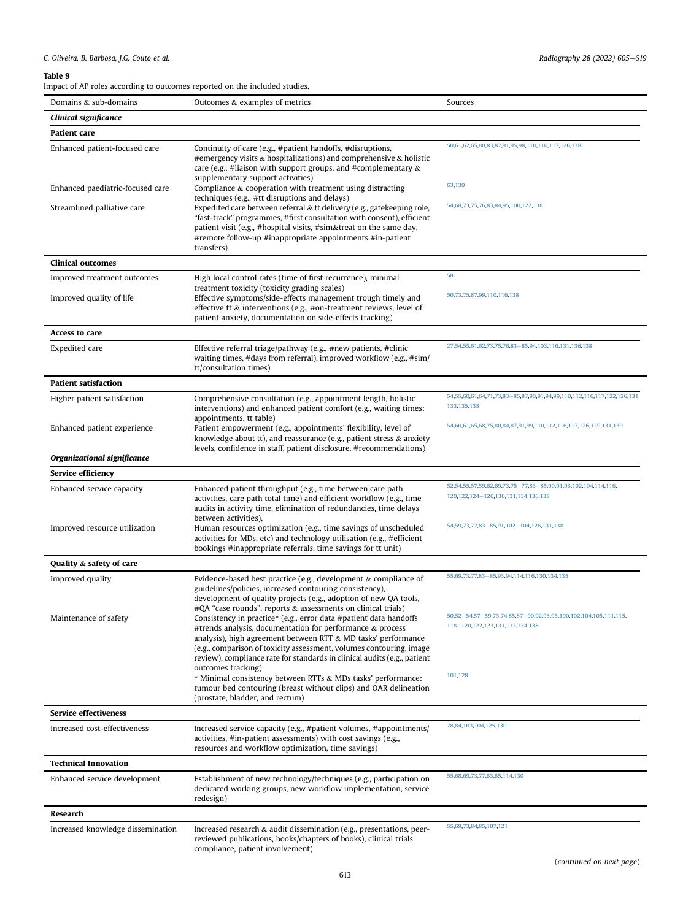**Table 9**
Impact of AP roles according to outcomes reported on the included studies.

| Domains & sub-domains | Outcomes & examples of metrics | Sources |
|---|---|---|
| ***Clinical significance*** | | |
| **Patient care** | | |
| Enhanced patient-focused care | Continuity of care (e.g., #patient handoffs, #disruptions, #emergency visits & hospitalizations) & comprehensive & holistic care (e.g., #liaison with support groups, and #complementary & supplementary support activities) | 50,61,62,65,80,83,87,91,95,98,110,116,117,126,138 |
| Enhanced paediatric-focused care | Compliance & cooperation with treatment using distracting techniques (e.g., #tt disruptions and delays) | 63,139 |
| Streamlined palliative care | Expedited care between referral & tt delivery (e.g., gatekeeping role, "fast-track" programmes, #first consultation with consent), efficient patient visit (e.g., #hospital visits, #sim&treat on the same day, #remote follow-up #inappropriate appointments #in-patient transfers) | 54,68,73,75,76,83,84,95,100,122,138 |
| **Clinical outcomes** | | |
| Improved treatment outcomes | High local control rates (time of first recurrence), minimal treatment toxicity (toxicity grading scales) | 58 |
| Improved quality of life | Effective symptoms/side-effects management trough timely and effective tt & interventions (e.g., #on-treatment reviews, level of patient anxiety, documentation on side-effects tracking) | 50,73,75,87,99,110,116,138 |
| **Access to care** | | |
| Expedited care | Effective referral triage/pathway (e.g., #new patients, #clinic waiting times, #days from referral), improved workflow (e.g., #sim/tt/consultation times) | 27,54,55,61,62,73,75,76,83–85,94,103,116,131,136,138 |
| **Patient satisfaction** | | |
| Higher patient satisfaction | Comprehensive consultation (e.g., appointment length, holistic interventions) and enhanced patient comfort (e.g., waiting times: appointments, tt table) | 54,55,60,61,64,71,73,83–85,87,90,91,94,99,110,112,116,117,122,126,131,133,135,138 |
| Enhanced patient experience | Patient empowerment (e.g., appointments' flexibility, level of knowledge about tt), and reassurance (e.g., patient stress & anxiety levels, confidence in staff, patient disclosure, #recommendations) | 54,60,61,65,68,75,80,84,87,91,99,110,112,116,117,126,129,131,139 |
| ***Organizational significance*** | | |
| **Service efficiency** | | |
| Enhanced service capacity | Enhanced patient throughput (e.g., time between care path activities, care path total time) and efficient workflow (e.g., time audits in activity time, elimination of redundancies, time delays between activities), | 52,54,55,57,59,62,69,73,75–77,83–85,90,91,93,102,104,114,116,120,122,124–126,130,131,134,136,138 |
| Improved resource utilization | Human resources optimization (e.g., time savings of unscheduled activities for MDs, etc) and technology utilisation (e.g., #efficient bookings #inappropriate referrals, time savings for tt unit) | 54,59,73,77,83–85,91,102–104,126,131,138 |
| **Quality & safety of care** | | |
| Improved quality | Evidence-based best practice (e.g., development & compliance of guidelines/policies, increased contouring consistency), development of quality projects (e.g., adoption of new QA tools, #QA "case rounds", reports & assessments on clinical trials) | 55,69,73,77,83–85,93,94,114,116,130,134,135 |
| Maintenance of safety | Consistency in practice* (e.g., error data #patient data handoffs #trends analysis, documentation for performance & process analysis), high agreement between RTT & MD tasks' performance (e.g., comparison of toxicity assessment, volumes contouring, image review), compliance rate for standards in clinical audits (e.g., patient outcomes tracking) | 50,52–54,57–59,73,74,85,87–90,92,93,95,100,102,104,105,111,115,118–120,122,123,131,133,134,138 |
| | * Minimal consistency between RTTs & MDs tasks' performance: tumour bed contouring (breast without clips) and OAR delineation (prostate, bladder, and rectum) | 101,128 |
| **Service effectiveness** | | |
| Increased cost-effectiveness | Increased service capacity (e.g., #patient volumes, #appointments/activities, #in-patient assessments) with cost savings (e.g., resources and workflow optimization, time savings) | 78,84,103,104,125,130 |
| **Technical Innovation** | | |
| Enhanced service development | Establishment of new technology/techniques (e.g., participation on dedicated working groups, new workflow implementation, service redesign) | 55,68,69,73,77,83,85,114,130 |
| **Research** | | |
| Increased knowledge dissemination | Increased research & audit dissemination (e.g., presentations, peer-reviewed publications, books/chapters of books), clinical trials compliance, patient involvement) | 55,69,73,84,85,107,121 |

(*continued on next page*)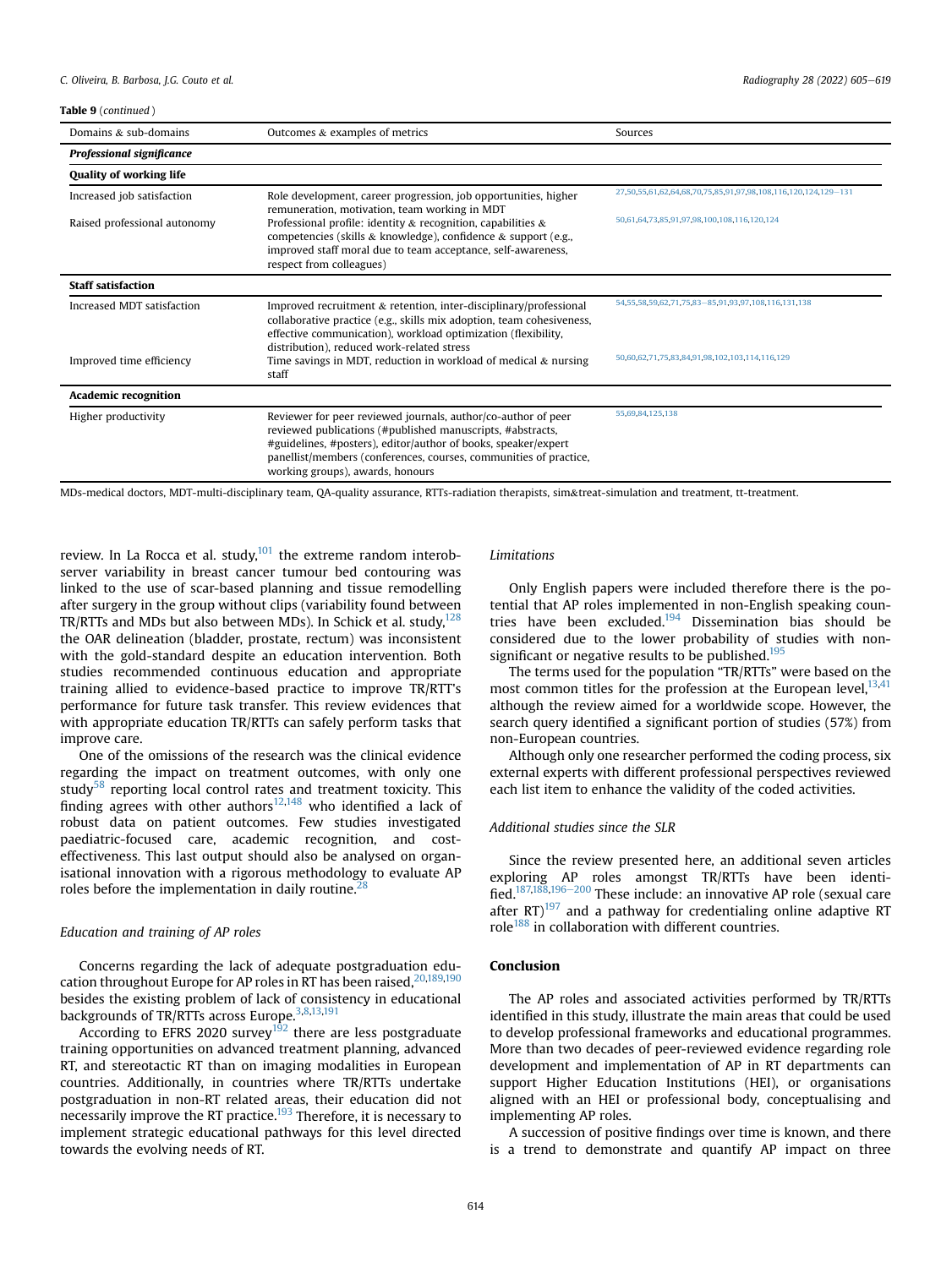**Table 9** (*continued*)

| Domains & sub-domains | Outcomes & examples of metrics | Sources |
|---|---|---|
| ***Professional significance*** | | |
| **Quality of working life** | | |
| Increased job satisfaction | Role development, career progression, job opportunities, higher remuneration, motivation, team working in MDT | 27,50,55,61,62,64,68,70,75,85,91,97,98,108,116,120,124,129–131 |
| Raised professional autonomy | Professional profile: identity & recognition, capabilities & competencies (skills & knowledge), confidence & support (e.g., improved staff moral due to team acceptance, self-awareness, respect from colleagues) | 50,61,64,73,85,91,97,98,100,108,116,120,124 |
| **Staff satisfaction** | | |
| Increased MDT satisfaction | Improved recruitment & retention, inter-disciplinary/professional collaborative practice (e.g., skills mix adoption, team cohesiveness, effective communication), workload optimization (flexibility, distribution), reduced work-related stress | 54,55,58,59,62,71,75,83–85,91,93,97,108,116,131,138 |
| Improved time efficiency | Time savings in MDT, reduction in workload of medical & nursing staff | 50,60,62,71,75,83,84,91,98,102,103,114,116,129 |
| **Academic recognition** | | |
| Higher productivity | Reviewer for peer reviewed journals, author/co-author of peer reviewed publications (#published manuscripts, #abstracts, #guidelines, #posters), editor/author of books, speaker/expert panellist/members (conferences, courses, communities of practice, working groups), awards, honours | 55,69,84,125,138 |

MDs-medical doctors, MDT-multi-disciplinary team, QA-quality assurance, RTTs-radiation therapists, sim&treat-simulation and treatment, tt-treatment.

review. In La Rocca et al. study,[101] the extreme random interobserver variability in breast cancer tumour bed contouring was linked to the use of scar-based planning and tissue remodelling after surgery in the group without clips (variability found between TR/RTTs and MDs but also between MDs). In Schick et al. study,[128] the OAR delineation (bladder, prostate, rectum) was inconsistent with the gold-standard despite an education intervention. Both studies recommended continuous education and appropriate training allied to evidence-based practice to improve TR/RTT's performance for future task transfer. This review evidences that with appropriate education TR/RTTs can safely perform tasks that improve care.

One of the omissions of the research was the clinical evidence regarding the impact on treatment outcomes, with only one study[58] reporting local control rates and treatment toxicity. This finding agrees with other authors[12,148] who identified a lack of robust data on patient outcomes. Few studies investigated paediatric-focused care, academic recognition, and cost-effectiveness. This last output should also be analysed on organisational innovation with a rigorous methodology to evaluate AP roles before the implementation in daily routine.[28]

### *Education and training of AP roles*

Concerns regarding the lack of adequate postgraduation education throughout Europe for AP roles in RT has been raised,[20,189,190] besides the existing problem of lack of consistency in educational backgrounds of TR/RTTs across Europe.[3,8,13,191]

According to EFRS 2020 survey[192] there are less postgraduate training opportunities on advanced treatment planning, advanced RT, and stereotactic RT than on imaging modalities in European countries. Additionally, in countries where TR/RTTs undertake postgraduation in non-RT related areas, their education did not necessarily improve the RT practice.[193] Therefore, it is necessary to implement strategic educational pathways for this level directed towards the evolving needs of RT.

### *Limitations*

Only English papers were included therefore there is the potential that AP roles implemented in non-English speaking countries have been excluded.[194] Dissemination bias should be considered due to the lower probability of studies with non-significant or negative results to be published.[195]

The terms used for the population "TR/RTTs" were based on the most common titles for the profession at the European level,[13,41] although the review aimed for a worldwide scope. However, the search query identified a significant portion of studies (57%) from non-European countries.

Although only one researcher performed the coding process, six external experts with different professional perspectives reviewed each list item to enhance the validity of the coded activities.

### *Additional studies since the SLR*

Since the review presented here, an additional seven articles exploring AP roles amongst TR/RTTs have been identified.[187,188,196–200] These include: an innovative AP role (sexual care after RT)[197] and a pathway for credentialing online adaptive RT role[188] in collaboration with different countries.

## Conclusion

The AP roles and associated activities performed by TR/RTTs identified in this study, illustrate the main areas that could be used to develop professional frameworks and educational programmes. More than two decades of peer-reviewed evidence regarding role development and implementation of AP in RT departments can support Higher Education Institutions (HEI), or organisations aligned with an HEI or professional body, conceptualising and implementing AP roles.

A succession of positive findings over time is known, and there is a trend to demonstrate and quantify AP impact on three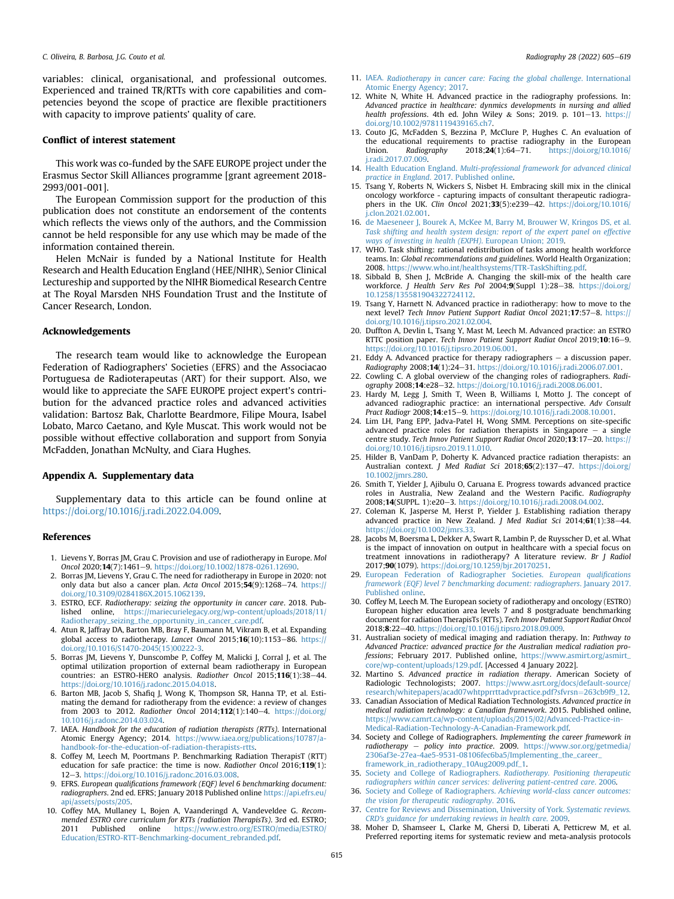variables: clinical, organisational, and professional outcomes. Experienced and trained TR/RTTs with core capabilities and competencies beyond the scope of practice are flexible practitioners with capacity to improve patients' quality of care.

## Conflict of interest statement

This work was co-funded by the SAFE EUROPE project under the Erasmus Sector Skill Alliances programme [grant agreement 2018-2993/001-001].

The European Commission support for the production of this publication does not constitute an endorsement of the contents which reflects the views only of the authors, and the Commission cannot be held responsible for any use which may be made of the information contained therein.

Helen McNair is funded by a National Institute for Health Research and Health Education England (HEE/NIHR), Senior Clinical Lectureship and supported by the NIHR Biomedical Research Centre at The Royal Marsden NHS Foundation Trust and the Institute of Cancer Research, London.

## Acknowledgements

The research team would like to acknowledge the European Federation of Radiographers' Societies (EFRS) and the Associacao Portuguesa de Radioterapeutas (ART) for their support. Also, we would like to appreciate the SAFE EUROPE project expert's contribution for the advanced practice roles and advanced activities validation: Bartosz Bak, Charlotte Beardmore, Filipe Moura, Isabel Lobato, Marco Caetano, and Kyle Muscat. This work would not be possible without effective collaboration and support from Sonyia McFadden, Jonathan McNulty, and Ciara Hughes.

## Appendix A. Supplementary data

Supplementary data to this article can be found online at https://doi.org/10.1016/j.radi.2022.04.009.

## References

1. Lievens Y, Borras JM, Grau C. Provision and use of radiotherapy in Europe. *Mol Oncol* 2020;**14**(7):1461–9. https://doi.org/10.1002/1878-0261.12690.
2. Borras JM, Lievens Y, Grau C. The need for radiotherapy in Europe in 2020: not only data but also a cancer plan. *Acta Oncol* 2015;**54**(9):1268–74. https://doi.org/10.3109/0284186X.2015.1062139.
3. ESTRO, ECF. *Radiotherapy: seizing the opportunity in cancer care*. 2018. Published online, https://mariecurielegacy.org/wp-content/uploads/2018/11/Radiotherapy_seizing_the_opportunity_in_cancer_care.pdf.
4. Atun R, Jaffray DA, Barton MB, Bray F, Baumann M, Vikram B, et al. Expanding global access to radiotherapy. *Lancet Oncol* 2015;**16**(10):1153–86. https://doi.org/10.1016/S1470-2045(15)00222-3.
5. Borras JM, Lievens Y, Dunscombe P, Coffey M, Malicki J, Corral J, et al. The optimal utilization proportion of external beam radiotherapy in European countries: an ESTRO-HERO analysis. *Radiother Oncol* 2015;**116**(1):38–44. https://doi.org/10.1016/j.radonc.2015.04.018.
6. Barton MB, Jacob S, Shafiq J, Wong K, Thompson SR, Hanna TP, et al. Estimating the demand for radiotherapy from the evidence: a review of changes from 2003 to 2012. *Radiother Oncol* 2014;**112**(1):140–4. https://doi.org/10.1016/j.radonc.2014.03.024.
7. IAEA. *Handbook for the education of radiation therapists (RTTs)*. International Atomic Energy Agency; 2014. https://www.iaea.org/publications/10787/a-handbook-for-the-education-of-radiation-therapists-rtts.
8. Coffey M, Leech M, Poortmans P. Benchmarking Radiation TherapisT (RTT) education for safe practice: the time is now. *Radiother Oncol* 2016;**119**(1):12–3. https://doi.org/10.1016/j.radonc.2016.03.008.
9. EFRS. *European qualifications framework (EQF) level 6 benchmarking document: radiographers*. 2nd ed. EFRS; January 2018 Published online https://api.efrs.eu/api/assets/posts/205.
10. Coffey MA, Mullaney L, Bojen A, Vaanderingd A, Vandeveldee G. *Recommended ESTRO core curriculum for RTTs (radiation TherapisTs)*. 3rd ed. ESTRO; 2011 Published online https://www.estro.org/ESTRO/media/ESTRO/Education/ESTRO-RTT-Benchmarking-document_rebranded.pdf.
11. IAEA. *Radiotherapy in cancer care: Facing the global challenge*. International Atomic Energy Agency; 2017.
12. White N, White H. Advanced practice in the radiography professions. In: *Advanced practice in healthcare: dynmics developments in nursing and allied health professions*. 4th ed. John Wiley & Sons; 2019. p. 101–13. https://doi.org/10.1002/9781119439165.ch7.
13. Couto JG, McFadden S, Bezzina P, McClure P, Hughes C. An evaluation of the educational requirements to practise radiography in the European Union. *Radiography* 2018;**24**(1):64–71. https://doi.org/10.1016/j.radi.2017.07.009.
14. Health Education England. *Multi-professional framework for advanced clinical practice in England*. 2017. Published online.
15. Tsang Y, Roberts N, Wickers S, Nisbet H. Embracing skill mix in the clinical oncology workforce - capturing impacts of consultant therapeutic radiographers in the UK. *Clin Oncol* 2021;**33**(5):e239–42. https://doi.org/10.1016/j.clon.2021.02.001.
16. de Maeseneer J, Bourek A, McKee M, Barry M, Brouwer W, Kringos DS, et al. *Task shifting and health system design: report of the expert panel on effective ways of investing in health (EXPH)*. European Union; 2019.
17. WHO. Task shifting: rational redistribution of tasks among health workforce teams. In: *Global recommendations and guidelines*. World Health Organization; 2008. https://www.who.int/healthsystems/TTR-TaskShifting.pdf.
18. Sibbald B, Shen J, McBride A. Changing the skill-mix of the health care workforce. *J Health Serv Res Pol* 2004;**9**(Suppl 1):28–38. https://doi.org/10.1258/135581904322724112.
19. Tsang Y, Harnett N. Advanced practice in radiotherapy: how to move to the next level? *Tech Innov Patient Support Radiat Oncol* 2021;**17**:57–8. https://doi.org/10.1016/j.tipsro.2021.02.004.
20. Duffton A, Devlin L, Tsang Y, Mast M, Leech M. Advanced practice: an ESTRO RTTC position paper. *Tech Innov Patient Support Radiat Oncol* 2019;**10**:16–9. https://doi.org/10.1016/j.tipsro.2019.06.001.
21. Eddy A. Advanced practice for therapy radiographers – a discussion paper. *Radiography* 2008;**14**(1):24–31. https://doi.org/10.1016/j.radi.2006.07.001.
22. Cowling C. A global overview of the changing roles of radiographers. *Radiography* 2008;**14**:e28–32. https://doi.org/10.1016/j.radi.2008.06.001.
23. Hardy M, Legg J, Smith T, Ween B, Williams I, Motto J. The concept of advanced radiographic practice: an international perspective. *Adv Consult Pract Radiogr* 2008;**14**:e15–9. https://doi.org/10.1016/j.radi.2008.10.001.
24. Lim LH, Pang EPP, Jadva-Patel H, Wong SMM. Perceptions on site-specific advanced practice roles for radiation therapists in Singapore – a single centre study. *Tech Innov Patient Support Radiat Oncol* 2020;**13**:17–20. https://doi.org/10.1016/j.tipsro.2019.11.010.
25. Hilder B, VanDam P, Doherty K. Advanced practice radiation therapists: an Australian context. *J Med Radiat Sci* 2018;**65**(2):137–47. https://doi.org/10.1002/jmrs.280.
26. Smith T, Yielder J, Ajibulu O, Caruana E. Progress towards advanced practice roles in Australia, New Zealand and the Western Pacific. *Radiography* 2008;**14**(SUPPL. 1):e20–3. https://doi.org/10.1016/j.radi.2008.04.002.
27. Coleman K, Jasperse M, Herst P, Yielder J. Establishing radiation therapy advanced practice in New Zealand. *J Med Radiat Sci* 2014;**61**(1):38–44. https://doi.org/10.1002/jmrs.33.
28. Jacobs M, Boersma L, Dekker A, Swart R, Lambin P, de Ruysscher D, et al. What is the impact of innovation on output in healthcare with a special focus on treatment innovations in radiotherapy? A literature review. *Br J Radiol* 2017;**90**(1079). https://doi.org/10.1259/bjr.20170251.
29. European Federation of Radiographer Societies. *European qualifications framework (EQF) level 7 benchmarking document: radiographers*. January 2017. Published online.
30. Coffey M, Leech M. The European society of radiotherapy and oncology (ESTRO) European higher education area levels 7 and 8 postgraduate benchmarking document for radiation TherapisTs (RTTs). *Tech Innov Patient Support Radiat Oncol* 2018;**8**:22–40. https://doi.org/10.1016/j.tipsro.2018.09.009.
31. Australian society of medical imaging and radiation therapy. In: *Pathway to Advanced Practice: advanced practice for the Australian medical radiation professions*; February 2017. Published online, https://www.asmirt.org/asmirt_core/wp-content/uploads/129.pdf. [Accessed 4 January 2022].
32. Martino S. *Advanced practice in radiation therapy*. American Society of Radiologic Technologists; 2007. https://www.asrt.org/docs/default-source/research/whitepapers/acad07whtpprrttadvpractice.pdf?sfvrsn=263cb9f9_12.
33. Canadian Association of Medical Radiation Technologists. *Advanced practice in medical radiation technology: a Canadian framework*. 2015. Published online, https://www.camrt.ca/wp-content/uploads/2015/02/Advanced-Practice-in-Medical-Radiation-Technology-A-Canadian-Framework.pdf.
34. Society and College of Radiographers. *Implementing the career framework in radiotherapy – policy into practice*. 2009. https://www.sor.org/getmedia/2306af3e-27ea-4ae5-9531-08106fec6ba5/Implementing_the_career_framework_in_radiotherapy_10Aug2009.pdf_1.
35. Society and College of Radiographers. *Radiotherapy. Positioning therapeutic radiographers within cancer services: delivering patient-centred care*. 2006.
36. Society and College of Radiographers. *Achieving world-class cancer outcomes: the vision for therapeutic radiography*. 2016.
37. Centre for Reviews and Dissemination, University of York. *Systematic reviews. CRD's guidance for undertaking reviews in health care*. 2009.
38. Moher D, Shamseer L, Clarke M, Ghersi D, Liberati A, Petticrew M, et al. Preferred reporting items for systematic review and meta-analysis protocols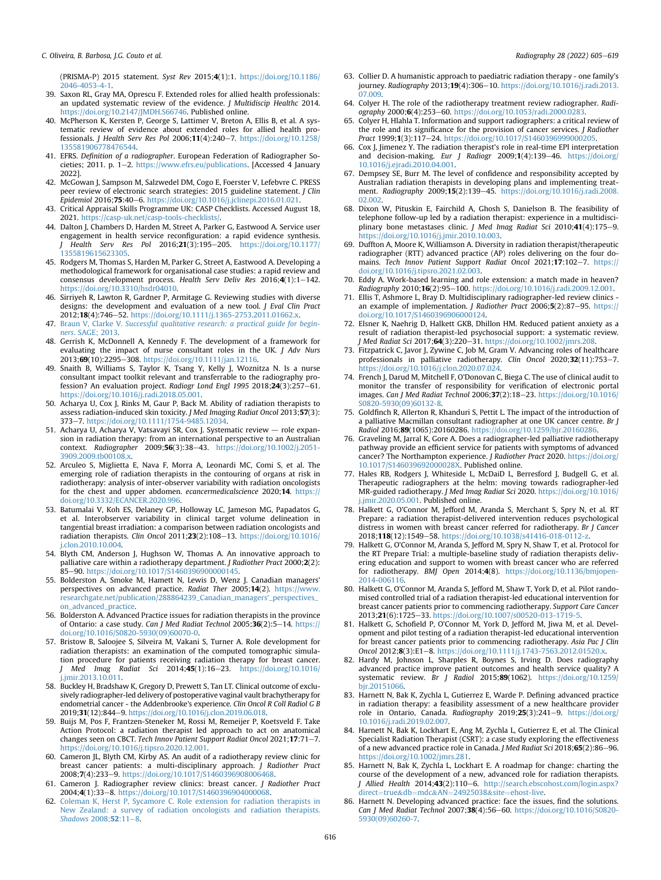(PRISMA-P) 2015 statement. *Syst Rev* 2015;**4**(1):1. https://doi.org/10.1186/2046-4053-4-1.

39. Saxon RL, Gray MA, Oprescu F. Extended roles for allied health professionals: an updated systematic review of the evidence. *J Multidiscip Healthc* 2014. https://doi.org/10.2147/JMDH.S66746. Published online.
40. McPherson K, Kersten P, George S, Lattimer V, Breton A, Ellis B, et al. A systematic review of evidence about extended roles for allied health professionals. *J Health Serv Res Pol* 2006;**11**(4):240–7. https://doi.org/10.1258/135581906778476544.
41. EFRS. *Definition of a radiographer*. European Federation of Radiographer Societies; 2011. p. 1–2. https://www.efrs.eu/publications. [Accessed 4 January 2022].
42. McGowan J, Sampson M, Salzwedel DM, Cogo E, Foerster V, Lefebvre C. PRESS peer review of electronic search strategies: 2015 guideline statement. *J Clin Epidemiol* 2016;**75**:40–6. https://doi.org/10.1016/j.jclinepi.2016.01.021.
43. Critical Appraisal Skills Programme UK: CASP Checklists. Accessed August 18, 2021. https://casp-uk.net/casp-tools-checklists/.
44. Dalton J, Chambers D, Harden M, Street A, Parker G, Eastwood A. Service user engagement in health service reconfiguration: a rapid evidence synthesis. *J Health Serv Res Pol* 2016;**21**(3):195–205. https://doi.org/10.1177/1355819615623305.
45. Rodgers M, Thomas S, Harden M, Parker G, Street A, Eastwood A. Developing a methodological framework for organisational case studies: a rapid review and consensus development process. *Health Serv Deliv Res* 2016;**4**(1):1–142. https://doi.org/10.3310/hsdr04010.
46. Sirriyeh R, Lawton R, Gardner P, Armitage G. Reviewing studies with diverse designs: the development and evaluation of a new tool. *J Eval Clin Pract* 2012;**18**(4):746–52. https://doi.org/10.1111/j.1365-2753.2011.01662.x.
47. Braun V, Clarke V. *Successful qualitative research: a practical guide for beginners*. SAGE; 2013.
48. Gerrish K, McDonnell A, Kennedy F. The development of a framework for evaluating the impact of nurse consultant roles in the UK. *J Adv Nurs* 2013;**69**(10):2295–308. https://doi.org/10.1111/jan.12116.
49. Snaith B, Williams S, Taylor K, Tsang Y, Kelly J, Woznitza N. Is a nurse consultant impact toolkit relevant and transferrable to the radiography profession? An evaluation project. *Radiogr Lond Engl 1995* 2018;**24**(3):257–61. https://doi.org/10.1016/j.radi.2018.05.001.
50. Acharya U, Cox J, Rinks M, Gaur P, Back M. Ability of radiation therapists to assess radiation-induced skin toxicity. *J Med Imaging Radiat Oncol* 2013;**57**(3):373–7. https://doi.org/10.1111/1754-9485.12034.
51. Acharya U, Acharya V, Vatsavayi SR, Cox J. Systematic review — role expansion in radiation therapy: from an international perspective to an Australian context. *Radiographer* 2009;**56**(3):38–43. https://doi.org/10.1002/j.2051-3909.2009.tb00108.x.
52. Arculeo S, Miglietta E, Nava F, Morra A, Leonardi MC, Comi S, et al. The emerging role of radiation therapists in the contouring of organs at risk in radiotherapy: analysis of inter-observer variability with radiation oncologists for the chest and upper abdomen. *ecancermedicalscience* 2020;**14**. https://doi.org/10.3332/ECANCER.2020.996.
53. Batumalai V, Koh ES, Delaney GP, Holloway LC, Jameson MG, Papadatos G, et al. Interobserver variability in clinical target volume delineation in tangential breast irradiation: a comparison between radiation oncologists and radiation therapists. *Clin Oncol* 2011;**23**(2):108–13. https://doi.org/10.1016/j.clon.2010.10.004.
54. Blyth CM, Anderson J, Hughson W, Thomas A. An innovative approach to palliative care within a radiotherapy department. *J Radiother Pract* 2000;**2**(2):85–90. https://doi.org/10.1017/S1460396900000145.
55. Bolderston A, Smoke M, Hamett N, Lewis D, Wenz J. Canadian managers' perspectives on advanced practice. *Radiat Ther* 2005;**14**(2). https://www.researchgate.net/publication/288864239_Canadian_managers'_perspectives_on_advanced_practice.
56. Bolderston A. Advanced Practice issues for radiation therapists in the province of Ontario: a case study. *Can J Med Radiat Technol* 2005;**36**(2):5–14. https://doi.org/10.1016/S0820-5930(09)60070-0.
57. Bristow B, Saloojee S, Silveira M, Vakani S, Turner A. Role development for radiation therapists: an examination of the computed tomographic simulation procedure for patients receiving radiation therapy for breast cancer. *J Med Imag Radiat Sci* 2014;**45**(1):16–23. https://doi.org/10.1016/j.jmir.2013.10.011.
58. Buckley H, Bradshaw K, Gregory D, Prewett S, Tan LT. Clinical outcome of exclusively radiographer-led delivery of postoperative vaginal vault brachytherapy for endometrial cancer - the Addenbrooke's experience. *Clin Oncol R Coll Radiol G B* 2019;**31**(12):844–9. https://doi.org/10.1016/j.clon.2019.06.018.
59. Buijs M, Pos F, Frantzen-Steneker M, Rossi M, Remeijer P, Koetsveld F. Take Action Protocol: a radiation therapist led approach to act on anatomical changes seen on CBCT. *Tech Innov Patient Support Radiat Oncol* 2021;**17**:71–7. https://doi.org/10.1016/j.tipsro.2020.12.001.
60. Cameron JL, Blyth CM, Kirby AS. An audit of a radiotherapy review clinic for breast cancer patients: a multi-disciplinary approach. *J Radiother Pract* 2008;**7**(4):233–9. https://doi.org/10.1017/S1460396908006468.
61. Cameron J. Radiographer review clinics: breast cancer. *J Radiother Pract* 2004;**4**(1):33–8. https://doi.org/10.1017/S1460396904000068.
62. Coleman K, Herst P, Sycamore C. Role extension for radiation therapists in New Zealand: a survey of radiation oncologists and radiation therapists. *Shadows* 2008;**52**:11–8.
63. Collier D. A humanistic approach to paediatric radiation therapy - one family's journey. *Radiography* 2013;**19**(4):306–10. https://doi.org/10.1016/j.radi.2013.07.009.
64. Colyer H. The role of the radiotherapy treatment review radiographer. *Radiography* 2000;**6**(4):253–60. https://doi.org/10.1053/radi.2000.0283.
65. Colyer H, Hlahla T. Information and support radiographers: a critical review of the role and its significance for the provision of cancer services. *J Radiother Pract* 1999;**1**(3):117–24. https://doi.org/10.1017/S1460396999000205.
66. Cox J, Jimenez Y. The radiation therapist's role in real-time EPI interpretation and decision-making. *Eur J Radiogr* 2009;**1**(4):139–46. https://doi.org/10.1016/j.ejradi.2010.04.001.
67. Dempsey SE, Burr M. The level of confidence and responsibility accepted by Australian radiation therapists in developing plans and implementing treatment. *Radiography* 2009;**15**(2):139–45. https://doi.org/10.1016/j.radi.2008.02.002.
68. Dixon W, Pituskin E, Fairchild A, Ghosh S, Danielson B. The feasibility of telephone follow-up led by a radiation therapist: experience in a multidisciplinary bone metastases clinic. *J Med Imag Radiat Sci* 2010;**41**(4):175–9. https://doi.org/10.1016/j.jmir.2010.10.003.
69. Duffton A, Moore K, Williamson A. Diversity in radiation therapist/therapeutic radiographer (RTT) advanced practice (AP) roles delivering on the four domains. *Tech Innov Patient Support Radiat Oncol* 2021;**17**:102–7. https://doi.org/10.1016/j.tipsro.2021.02.003.
70. Eddy A. Work-based learning and role extension: a match made in heaven? *Radiography* 2010;**16**(2):95–100. https://doi.org/10.1016/j.radi.2009.12.001.
71. Ellis T, Ashmore L, Bray D. Multidisciplinary radiographer-led review clinics - an example of implementation. *J Radiother Pract* 2006;**5**(2):87–95. https://doi.org/10.1017/S1460396906000124.
72. Elsner K, Naehrig D, Halkett GKB, Dhillon HM. Reduced patient anxiety as a result of radiation therapist-led psychosocial support: a systematic review. *J Med Radiat Sci* 2017;**64**(3):220–31. https://doi.org/10.1002/jmrs.208.
73. Fitzpatrick C, Javor J, Zywine C, Job M, Gram V. Advancing roles of healthcare professionals in palliative radiotherapy. *Clin Oncol* 2020;**32**(11):753–7. https://doi.org/10.1016/j.clon.2020.07.024.
74. French J, Darud M, Mitchell F, O'Donovan C, Biega C. The use of clinical audit to monitor the transfer of responsibility for verification of electronic portal images. *Can J Med Radiat Technol* 2006;**37**(2):18–23. https://doi.org/10.1016/S0820-5930(09)60132-8.
75. Goldfinch R, Allerton R, Khanduri S, Pettit L. The impact of the introduction of a palliative Macmillan consultant radiographer at one UK cancer centre. *Br J Radiol* 2016;**89**(1065):20160286. https://doi.org/10.1259/bjr.20160286.
76. Graveling M, Jarral K, Gore A. Does a radiographer-led palliative radiotherapy pathway provide an efficient service for patients with symptoms of advanced cancer? The Northampton experience. *J Radiother Pract* 2020. https://doi.org/10.1017/S146039692000028X. Published online.
77. Hales RB, Rodgers J, Whiteside L, McDaiD L, Berresford J, Budgell G, et al. Therapeutic radiographers at the helm: moving towards radiographer-led MR-guided radiotherapy. *J Med Imag Radiat Sci* 2020. https://doi.org/10.1016/j.jmir.2020.05.001. Published online.
78. Halkett G, O'Connor M, Jefford M, Aranda S, Merchant S, Spry N, et al. RT Prepare: a radiation therapist-delivered intervention reduces psychological distress in women with breast cancer referred for radiotherapy. *Br J Cancer* 2018;**118**(12):1549–58. https://doi.org/10.1038/s41416-018-0112-z.
79. Halkett G, O'Connor M, Aranda S, Jefford M, Spry N, Shaw T, et al. Protocol for the RT Prepare Trial: a multiple-baseline study of radiation therapists delivering education and support to women with breast cancer who are referred for radiotherapy. *BMJ Open* 2014;**4**(8). https://doi.org/10.1136/bmjopen-2014-006116.
80. Halkett G, O'Connor M, Aranda S, Jefford M, Shaw T, York D, et al. Pilot randomised controlled trial of a radiation therapist-led educational intervention for breast cancer patients prior to commencing radiotherapy. *Support Care Cancer* 2013;**21**(6):1725–33. https://doi.org/10.1007/s00520-013-1719-5.
81. Halkett G, Schofield P, O'Connor M, York D, Jefford M, Jiwa M, et al. Development and pilot testing of a radiation therapist-led educational intervention for breast cancer patients prior to commencing radiotherapy. *Asia Pac J Clin Oncol* 2012;**8**(3):E1–8. https://doi.org/10.1111/j.1743-7563.2012.01520.x.
82. Hardy M, Johnson L, Sharples R, Boynes S, Irving D. Does radiography advanced practice improve patient outcomes and health service quality? A systematic review. *Br J Radiol* 2015;**89**(1062). https://doi.org/10.1259/bjr.20151066.
83. Harnett N, Bak K, Zychla L, Gutierrez E, Warde P. Defining advanced practice in radiation therapy: a feasibility assessment of a new healthcare provider role in Ontario, Canada. *Radiography* 2019;**25**(3):241–9. https://doi.org/10.1016/j.radi.2019.02.007.
84. Harnett N, Bak K, Lockhart E, Ang M, Zychla L, Gutierrez E, et al. The Clinical Specialist Radiation Therapist (CSRT): a case study exploring the effectiveness of a new advanced practice role in Canada. *J Med Radiat Sci* 2018;**65**(2):86–96. https://doi.org/10.1002/jmrs.281.
85. Harnett N, Bak K, Zychla L, Lockhart E. A roadmap for change: charting the course of the development of a new, advanced role for radiation therapists. *J Allied Health* 2014;**43**(2):110–6. http://search.ebscohost.com/login.aspx?direct=true&db=mdc&AN=24925038&site=ehost-live.
86. Harnett N. Developing advanced practice: face the issues, find the solutions. *Can J Med Radiat Technol* 2007;**38**(4):56–60. https://doi.org/10.1016/S0820-5930(09)60260-7.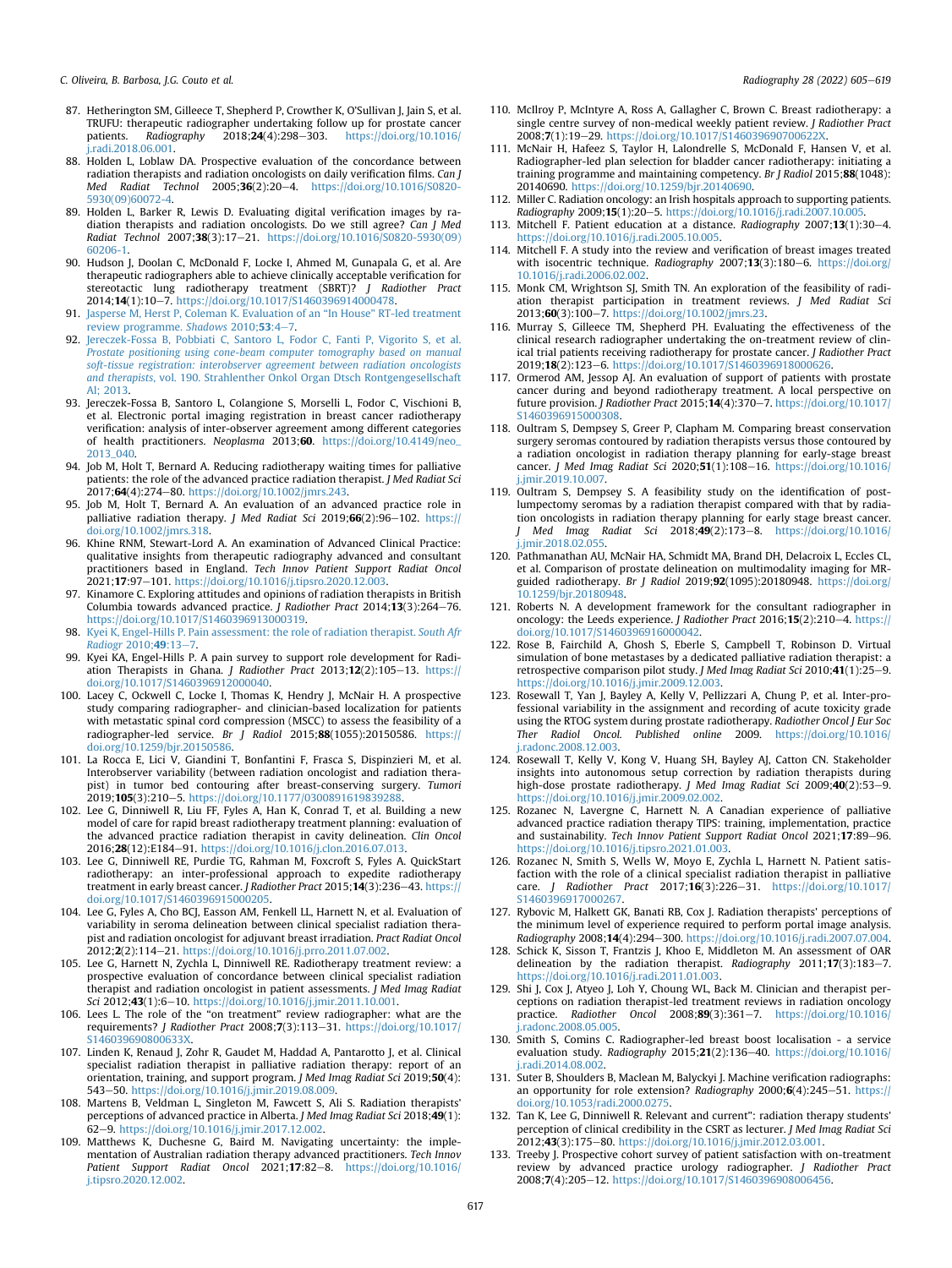87. Hetherington SM, Gilleece T, Shepherd P, Crowther K, O'Sullivan J, Jain S, et al. TRUFU: therapeutic radiographer undertaking follow up for prostate cancer patients. *Radiography* 2018;**24**(4):298–303. https://doi.org/10.1016/j.radi.2018.06.001.
88. Holden L, Loblaw DA. Prospective evaluation of the concordance between radiation therapists and radiation oncologists on daily verification films. *Can J Med Radiat Technol* 2005;**36**(2):20–4. https://doi.org/10.1016/S0820-5930(09)60072-4.
89. Holden L, Barker R, Lewis D. Evaluating digital verification images by radiation therapists and radiation oncologists. Do we still agree? *Can J Med Radiat Technol* 2007;**38**(3):17–21. https://doi.org/10.1016/S0820-5930(09)60206-1.
90. Hudson J, Doolan C, McDonald F, Locke I, Ahmed M, Gunapala G, et al. Are therapeutic radiographers able to achieve clinically acceptable verification for stereotactic lung radiotherapy treatment (SBRT)? *J Radiother Pract* 2014;**14**(1):10–7. https://doi.org/10.1017/S1460396914000478.
91. Jasperse M, Herst P, Coleman K. Evaluation of an "In House" RT-led treatment review programme. *Shadows* 2010;**53**:4–7.
92. Jereczek-Fossa B, Pobbiati C, Santoro L, Fodor C, Fanti P, Vigorito S, et al. *Prostate positioning using cone-beam computer tomography based on manual soft-tissue registration: interobserver agreement between radiation oncologists and therapists*, vol. 190. Strahlenther Onkol Organ Dtsch Rontgengesellschaft Al; 2013.
93. Jereczek-Fossa B, Santoro L, Colangione S, Morselli L, Fodor C, Vischioni B, et al. Electronic portal imaging registration in breast cancer radiotherapy verification: analysis of inter-observer agreement among different categories of health practitioners. *Neoplasma* 2013;**60**. https://doi.org/10.4149/neo_2013_040.
94. Job M, Holt T, Bernard A. Reducing radiotherapy waiting times for palliative patients: the role of the advanced practice radiation therapist. *J Med Radiat Sci* 2017;**64**(4):274–80. https://doi.org/10.1002/jmrs.243.
95. Job M, Holt T, Bernard A. An evaluation of an advanced practice role in palliative radiation therapy. *J Med Radiat Sci* 2019;**66**(2):96–102. https://doi.org/10.1002/jmrs.318.
96. Khine RNM, Stewart-Lord A. An examination of Advanced Clinical Practice: qualitative insights from therapeutic radiography advanced and consultant practitioners based in England. *Tech Innov Patient Support Radiat Oncol* 2021;**17**:97–101. https://doi.org/10.1016/j.tipsro.2020.12.003.
97. Kinamore C. Exploring attitudes and opinions of radiation therapists in British Columbia towards advanced practice. *J Radiother Pract* 2014;**13**(3):264–76. https://doi.org/10.1017/S1460396913000319.
98. Kyei K, Engel-Hills P. Pain assessment: the role of radiation therapist. *South Afr Radiogr* 2010;**49**:13–7.
99. Kyei KA, Engel-Hills P. A pain survey to support role development for Radiation Therapists in Ghana. *J Radiother Pract* 2013;**12**(2):105–13. https://doi.org/10.1017/S1460396912000040.
100. Lacey C, Ockwell C, Locke I, Thomas K, Hendry J, McNair H. A prospective study comparing radiographer- and clinician-based localization for patients with metastatic spinal cord compression (MSCC) to assess the feasibility of a radiographer-led service. *Br J Radiol* 2015;**88**(1055):20150586. https://doi.org/10.1259/bjr.20150586.
101. La Rocca E, Lici V, Giandini T, Bonfantini F, Frasca S, Dispinzieri M, et al. Interobserver variability (between radiation oncologist and radiation therapist) in tumor bed contouring after breast-conserving surgery. *Tumori* 2019;**105**(3):210–5. https://doi.org/10.1177/0300891619839288.
102. Lee G, Dinniwell R, Liu FF, Fyles A, Han K, Conrad T, et al. Building a new model of care for rapid breast radiotherapy treatment planning: evaluation of the advanced practice radiation therapist in cavity delineation. *Clin Oncol* 2016;**28**(12):E184–91. https://doi.org/10.1016/j.clon.2016.07.013.
103. Lee G, Dinniwell RE, Purdie TG, Rahman M, Foxcroft S, Fyles A. QuickStart radiotherapy: an inter-professional approach to expedite radiotherapy treatment in early breast cancer. *J Radiother Pract* 2015;**14**(3):236–43. https://doi.org/10.1017/S1460396915000205.
104. Lee G, Fyles A, Cho BCJ, Easson AM, Fenkell LL, Harnett N, et al. Evaluation of variability in seroma delineation between clinical specialist radiation therapist and radiation oncologist for adjuvant breast irradiation. *Pract Radiat Oncol* 2012;**2**(2):114–21. https://doi.org/10.1016/j.prro.2011.07.002.
105. Lee G, Harnett N, Zychla L, Dinniwell RE. Radiotherapy treatment review: a prospective evaluation of concordance between clinical specialist radiation therapist and radiation oncologist in patient assessments. *J Med Imag Radiat Sci* 2012;**43**(1):6–10. https://doi.org/10.1016/j.jmir.2011.10.001.
106. Lees L. The role of the "on treatment" review radiographer: what are the requirements? *J Radiother Pract* 2008;**7**(3):113–31. https://doi.org/10.1017/S146039690800633X.
107. Linden K, Renaud J, Zohr R, Gaudet M, Haddad A, Pantarotto J, et al. Clinical specialist radiation therapist in palliative radiation therapy: report of an orientation, training, and support program. *J Med Imag Radiat Sci* 2019;**50**(4):543–50. https://doi.org/10.1016/j.jmir.2019.08.009.
108. Martens B, Veldman L, Singleton M, Fawcett S, Ali S. Radiation therapists' perceptions of advanced practice in Alberta. *J Med Imag Radiat Sci* 2018;**49**(1):62–9. https://doi.org/10.1016/j.jmir.2017.12.002.
109. Matthews K, Duchesne G, Baird M. Navigating uncertainty: the implementation of Australian radiation therapy advanced practitioners. *Tech Innov Patient Support Radiat Oncol* 2021;**17**:82–8. https://doi.org/10.1016/j.tipsro.2020.12.002.
110. McIlroy P, McIntyre A, Ross A, Gallagher C, Brown C. Breast radiotherapy: a single centre survey of non-medical weekly patient review. *J Radiother Pract* 2008;**7**(1):19–29. https://doi.org/10.1017/S146039690700622X.
111. McNair H, Hafeez S, Taylor H, Lalondrelle S, McDonald F, Hansen V, et al. Radiographer-led plan selection for bladder cancer radiotherapy: initiating a training programme and maintaining competency. *Br J Radiol* 2015;**88**(1048):20140690. https://doi.org/10.1259/bjr.20140690.
112. Miller C. Radiation oncology: an Irish hospitals approach to supporting patients. *Radiography* 2009;**15**(1):20–5. https://doi.org/10.1016/j.radi.2007.10.005.
113. Mitchell F. Patient education at a distance. *Radiography* 2007;**13**(1):30–4. https://doi.org/10.1016/j.radi.2005.10.005.
114. Mitchell F. A study into the review and verification of breast images treated with isocentric technique. *Radiography* 2007;**13**(3):180–6. https://doi.org/10.1016/j.radi.2006.02.002.
115. Monk CM, Wrightson SJ, Smith TN. An exploration of the feasibility of radiation therapist participation in treatment reviews. *J Med Radiat Sci* 2013;**60**(3):100–7. https://doi.org/10.1002/jmrs.23.
116. Murray S, Gilleece TM, Shepherd PH. Evaluating the effectiveness of the clinical research radiographer undertaking the on-treatment review of clinical trial patients receiving radiotherapy for prostate cancer. *J Radiother Pract* 2019;**18**(2):123–6. https://doi.org/10.1017/S1460396918000626.
117. Ormerod AM, Jessop AJ. An evaluation of support of patients with prostate cancer during and beyond radiotherapy treatment. A local perspective on future provision. *J Radiother Pract* 2015;**14**(4):370–7. https://doi.org/10.1017/S1460396915000308.
118. Oultram S, Dempsey S, Greer P, Clapham M. Comparing breast conservation surgery seromas contoured by radiation therapists versus those contoured by a radiation oncologist in radiation therapy planning for early-stage breast cancer. *J Med Imag Radiat Sci* 2020;**51**(1):108–16. https://doi.org/10.1016/j.jmir.2019.10.007.
119. Oultram S, Dempsey S. A feasibility study on the identification of post-lumpectomy seromas by a radiation therapist compared with that by radiation oncologists in radiation therapy planning for early stage breast cancer. *J Med Imag Radiat Sci* 2018;**49**(2):173–8. https://doi.org/10.1016/j.jmir.2018.02.055.
120. Pathmanathan AU, McNair HA, Schmidt MA, Brand DH, Delacroix L, Eccles CL, et al. Comparison of prostate delineation on multimodality imaging for MR-guided radiotherapy. *Br J Radiol* 2019;**92**(1095):20180948. https://doi.org/10.1259/bjr.20180948.
121. Roberts N. A development framework for the consultant radiographer in oncology: the Leeds experience. *J Radiother Pract* 2016;**15**(2):210–4. https://doi.org/10.1017/S1460396916000042.
122. Rose B, Fairchild A, Ghosh S, Eberle S, Campbell T, Robinson D. Virtual simulation of bone metastases by a dedicated palliative radiation therapist: a retrospective comparison pilot study. *J Med Imag Radiat Sci* 2010;**41**(1):25–9. https://doi.org/10.1016/j.jmir.2009.12.003.
123. Rosewall T, Yan J, Bayley A, Kelly V, Pellizzari A, Chung P, et al. Inter-professional variability in the assignment and recording of acute toxicity grade using the RTOG system during prostate radiotherapy. *Radiother Oncol J Eur Soc Ther Radiol Oncol. Published online* 2009. https://doi.org/10.1016/j.radonc.2008.12.003.
124. Rosewall T, Kelly V, Kong V, Huang SH, Bayley AJ, Catton CN. Stakeholder insights into autonomous setup correction by radiation therapists during high-dose prostate radiotherapy. *J Med Imag Radiat Sci* 2009;**40**(2):53–9. https://doi.org/10.1016/j.jmir.2009.02.002.
125. Rozanec N, Lavergne C, Harnett N. A Canadian experience of palliative advanced practice radiation therapy TIPS: training, implementation, practice and sustainability. *Tech Innov Patient Support Radiat Oncol* 2021;**17**:89–96. https://doi.org/10.1016/j.tipsro.2021.01.003.
126. Rozanec N, Smith S, Wells W, Moyo E, Zychla L, Harnett N. Patient satisfaction with the role of a clinical specialist radiation therapist in palliative care. *J Radiother Pract* 2017;**16**(3):226–31. https://doi.org/10.1017/S1460396917000267.
127. Rybovic M, Halkett GK, Banati RB, Cox J. Radiation therapists' perceptions of the minimum level of experience required to perform portal image analysis. *Radiography* 2008;**14**(4):294–300. https://doi.org/10.1016/j.radi.2007.07.004.
128. Schick K, Sisson T, Frantzis J, Khoo E, Middleton M. An assessment of OAR delineation by the radiation therapist. *Radiography* 2011;**17**(3):183–7. https://doi.org/10.1016/j.radi.2011.01.003.
129. Shi J, Cox J, Atyeo J, Loh Y, Choung WL, Back M. Clinician and therapist perceptions on radiation therapist-led treatment reviews in radiation oncology practice. *Radiother Oncol* 2008;**89**(3):361–7. https://doi.org/10.1016/j.radonc.2008.05.005.
130. Smith S, Comins C. Radiographer-led breast boost localisation - a service evaluation study. *Radiography* 2015;**21**(2):136–40. https://doi.org/10.1016/j.radi.2014.08.002.
131. Suter B, Shoulders B, Maclean M, Balyckyi J. Machine verification radiographs: an opportunity for role extension? *Radiography* 2000;**6**(4):245–51. https://doi.org/10.1053/radi.2000.0275.
132. Tan K, Lee G, Dinniwell R. Relevant and current": radiation therapy students' perception of clinical credibility in the CSRT as lecturer. *J Med Imag Radiat Sci* 2012;**43**(3):175–80. https://doi.org/10.1016/j.jmir.2012.03.001.
133. Treeby J. Prospective cohort survey of patient satisfaction with on-treatment review by advanced practice urology radiographer. *J Radiother Pract* 2008;**7**(4):205–12. https://doi.org/10.1017/S1460396908006456.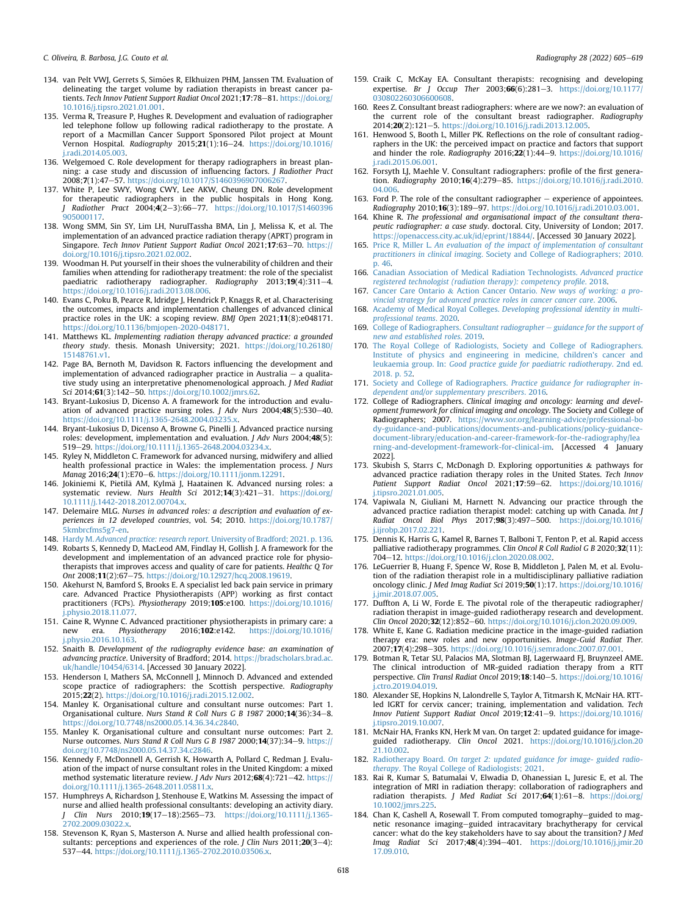134. van Pelt VWJ, Gerrets S, Simões R, Elkhuizen PHM, Janssen TM. Evaluation of delineating the target volume by radiation therapists in breast cancer patients. *Tech Innov Patient Support Radiat Oncol* 2021;**17**:78–81. https://doi.org/10.1016/j.tipsro.2021.01.001.
135. Verma R, Treasure P, Hughes R. Development and evaluation of radiographer led telephone follow up following radical radiotherapy to the prostate. A report of a Macmillan Cancer Support Sponsored Pilot project at Mount Vernon Hospital. *Radiography* 2015;**21**(1):16–24. https://doi.org/10.1016/j.radi.2014.05.003.
136. Welgemoed C. Role development for therapy radiographers in breast planning: a case study and discussion of influencing factors. *J Radiother Pract* 2008;**7**(1):47–57. https://doi.org/10.1017/S1460396907006267.
137. White P, Lee SWY, Wong CWY, Lee AKW, Cheung DN. Role development for therapeutic radiographers in the public hospitals in Hong Kong. *J Radiother Pract* 2004;**4**(2–3):66–77. https://doi.org/10.1017/S1460396905000117.
138. Wong SMM, Sin SY, Lim LH, NurulTassha BMA, Lin J, Melissa K, et al. The implementation of an advanced practice radiation therapy (APRT) program in Singapore. *Tech Innov Patient Support Radiat Oncol* 2021;**17**:63–70. https://doi.org/10.1016/j.tipsro.2021.02.002.
139. Woodman H. Put yourself in their shoes the vulnerability of children and their families when attending for radiotherapy treatment: the role of the specialist paediatric radiotherapy radiographer. *Radiography* 2013;**19**(4):311–4. https://doi.org/10.1016/j.radi.2013.08.006.
140. Evans C, Poku B, Pearce R, Ildridge J, Hendrick P, Knaggs R, et al. Characterising the outcomes, impacts and implementation challenges of advanced clinical practice roles in the UK: a scoping review. *BMJ Open* 2021;**11**(8):e048171. https://doi.org/10.1136/bmjopen-2020-048171.
141. Matthews KL. *Implementing radiation therapy advanced practice: a grounded theory study*. thesis. Monash University; 2021. https://doi.org/10.26180/15148761.v1.
142. Page BA, Bernoth M, Davidson R. Factors influencing the development and implementation of advanced radiographer practice in Australia – a qualitative study using an interpretative phenomenological approach. *J Med Radiat Sci* 2014;**61**(3):142–50. https://doi.org/10.1002/jmrs.62.
143. Bryant-Lukosius D, Dicenso A. A framework for the introduction and evaluation of advanced practice nursing roles. *J Adv Nurs* 2004;**48**(5):530–40. https://doi.org/10.1111/j.1365-2648.2004.03235.x.
144. Bryant-Lukosius D, Dicenso A, Browne G, Pinelli J. Advanced practice nursing roles: development, implementation and evaluation. *J Adv Nurs* 2004;**48**(5):519–29. https://doi.org/10.1111/j.1365-2648.2004.03234.x.
145. Ryley N, Middleton C. Framework for advanced nursing, midwifery and allied health professional practice in Wales: the implementation process. *J Nurs Manag* 2016;**24**(1):E70–6. https://doi.org/10.1111/jonm.12291.
146. Jokiniemi K, Pietilä AM, Kylmä J, Haatainen K. Advanced nursing roles: a systematic review. *Nurs Health Sci* 2012;**14**(3):421–31. https://doi.org/10.1111/j.1442-2018.2012.00704.x.
147. Delemaire MLG. *Nurses in advanced roles: a description and evaluation of experiences in 12 developed countries*, vol. 54; 2010. https://doi.org/10.1787/5kmbrcfms5g7-en.
148. Hardy M. *Advanced practice: research report*. University of Bradford; 2021. p. 136.
149. Robarts S, Kennedy D, MacLeod AM, Findlay H, Gollish J. A framework for the development and implementation of an advanced practice role for physiotherapists that improves access and quality of care for patients. *Healthc Q Tor Ont* 2008;**11**(2):67–75. https://doi.org/10.12927/hcq.2008.19619.
150. Akehurst N, Bamford S, Brooks E. A specialist led back pain service in primary care. Advanced Practice Physiotherapists (APP) working as first contact practitioners (FCPs). *Physiotherapy* 2019;**105**:e100. https://doi.org/10.1016/j.physio.2018.11.077.
151. Caine R, Wynne C. Advanced practitioner physiotherapists in primary care: a new era. *Physiotherapy* 2016;**102**:e142. https://doi.org/10.1016/j.physio.2016.10.163.
152. Snaith B. *Development of the radiography evidence base: an examination of advancing practice*. University of Bradford; 2014. https://bradscholars.brad.ac.uk/handle/10454/6314. [Accessed 30 January 2022].
153. Henderson I, Mathers SA, McConnell J, Minnoch D. Advanced and extended scope practice of radiographers: the Scottish perspective. *Radiography* 2015;**22**(2). https://doi.org/10.1016/j.radi.2015.12.002.
154. Manley K. Organisational culture and consultant nurse outcomes: Part 1. Organisational culture. *Nurs Stand R Coll Nurs G B 1987* 2000;**14**(36):34–8. https://doi.org/10.7748/ns2000.05.14.36.34.c2840.
155. Manley K. Organisational culture and consultant nurse outcomes: Part 2. Nurse outcomes. *Nurs Stand R Coll Nurs G B 1987* 2000;**14**(37):34–9. https://doi.org/10.7748/ns2000.05.14.37.34.c2846.
156. Kennedy F, McDonnell A, Gerrish K, Howarth A, Pollard C, Redman J. Evaluation of the impact of nurse consultant roles in the United Kingdom: a mixed method systematic literature review. *J Adv Nurs* 2012;**68**(4):721–42. https://doi.org/10.1111/j.1365-2648.2011.05811.x.
157. Humphreys A, Richardson J, Stenhouse E, Watkins M. Assessing the impact of nurse and allied health professional consultants: developing an activity diary. *J Clin Nurs* 2010;**19**(17–18):2565–73. https://doi.org/10.1111/j.1365-2702.2009.03022.x.
158. Stevenson K, Ryan S, Masterson A. Nurse and allied health professional consultants: perceptions and experiences of the role. *J Clin Nurs* 2011;**20**(3–4):537–44. https://doi.org/10.1111/j.1365-2702.2010.03506.x.
159. Craik C, McKay EA. Consultant therapists: recognising and developing expertise. *Br J Occup Ther* 2003;**66**(6):281–3. https://doi.org/10.1177/030802260306600608.
160. Rees Z. Consultant breast radiographers: where are we now?: an evaluation of the current role of the consultant breast radiographer. *Radiography* 2014;**20**(2):121–5. https://doi.org/10.1016/j.radi.2013.12.005.
161. Henwood S, Booth L, Miller PK. Reflections on the role of consultant radiographers in the UK: the perceived impact on practice and factors that support and hinder the role. *Radiography* 2016;**22**(1):44–9. https://doi.org/10.1016/j.radi.2015.06.001.
162. Forsyth LJ, Maehle V. Consultant radiographers: profile of the first generation. *Radiography* 2010;**16**(4):279–85. https://doi.org/10.1016/j.radi.2010.04.006.
163. Ford P. The role of the consultant radiographer – experience of appointees. *Radiography* 2010;**16**(3):189–97. https://doi.org/10.1016/j.radi.2010.03.001.
164. Khine R. *The professional and organisational impact of the consultant therapeutic radiographer: a case study*. doctoral. City, University of London; 2017. https://openaccess.city.ac.uk/id/eprint/18844/. [Accessed 30 January 2022].
165. Price R, Miller L. *An evaluation of the impact of implementation of consultant practitioners in clinical imaging*. Society and College of Radiographers; 2010. p. 46.
166. Canadian Association of Medical Radiation Technologists. *Advanced practice registered technologist (radiation therapy): competency profile*. 2018.
167. Cancer Care Ontario & Action Cancer Ontario. *New ways of working: a provincial strategy for advanced practice roles in cancer cancer care*. 2006.
168. Academy of Medical Royal Colleges. *Developing professional identity in multi-professional teams*. 2020.
169. College of Radiographers. *Consultant radiographer – guidance for the support of new and established roles*. 2019.
170. The Royal College of Radiologists, Society and College of Radiographers. Institute of physics and engineering in medicine, children's cancer and leukaemia group. In: *Good practice guide for paediatric radiotherapy*. 2nd ed. 2018. p. 52.
171. Society and College of Radiographers. *Practice guidance for radiographer independent and/or supplementary prescribers*. 2016.
172. College of Radiographers. *Clinical imaging and oncology: learning and development framework for clinical imaging and oncology*. The Society and College of Radiographers; 2007. https://www.sor.org/learning-advice/professional-body-guidance-and-publications/documents-and-publications/policy-guidance-document-library/education-and-career-framework-for-the-radiography/learning-and-development-framework-for-clinical-im. [Accessed 4 January 2022].
173. Skubish S, Starrs C, McDonagh D. Exploring opportunities & pathways for advanced practice radiation therapy roles in the United States. *Tech Innov Patient Support Radiat Oncol* 2021;**17**:59–62. https://doi.org/10.1016/j.tipsro.2021.01.005.
174. Vapiwala N, Giuliani M, Harnett N. Advancing our practice through the advanced practice radiation therapist model: catching up with Canada. *Int J Radiat Oncol Biol Phys* 2017;**98**(3):497–500. https://doi.org/10.1016/j.ijrobp.2017.02.221.
175. Dennis K, Harris G, Kamel R, Barnes T, Balboni T, Fenton P, et al. Rapid access palliative radiotherapy programmes. *Clin Oncol R Coll Radiol G B* 2020;**32**(11):704–12. https://doi.org/10.1016/j.clon.2020.08.002.
176. LeGuerrier B, Huang F, Spence W, Rose B, Middleton J, Palen M, et al. Evolution of the radiation therapist role in a multidisciplinary palliative radiation oncology clinic. *J Med Imag Radiat Sci* 2019;**50**(1):17. https://doi.org/10.1016/j.jmir.2018.07.005.
177. Duffton A, Li W, Forde E. The pivotal role of the therapeutic radiographer/radiation therapist in image-guided radiotherapy research and development. *Clin Oncol* 2020;**32**(12):852–60. https://doi.org/10.1016/j.clon.2020.09.009.
178. White E, Kane G. Radiation medicine practice in the image-guided radiation therapy era: new roles and new opportunities. *Image-Guid Radiat Ther.* 2007;**17**(4):298–305. https://doi.org/10.1016/j.semradonc.2007.07.001.
179. Botman R, Tetar SU, Palacios MA, Slotman BJ, Lagerwaard FJ, Bruynzeel AME. The clinical introduction of MR-guided radiation therapy from a RTT perspective. *Clin Transl Radiat Oncol* 2019;**18**:140–5. https://doi.org/10.1016/j.ctro.2019.04.019.
180. Alexander SE, Hopkins N, Lalondrelle S, Taylor A, Titmarsh K, McNair HA. RTT-led IGRT for cervix cancer; training, implementation and validation. *Tech Innov Patient Support Radiat Oncol* 2019;**12**:41–9. https://doi.org/10.1016/j.tipsro.2019.10.007.
181. McNair HA, Franks KN, Herk M van. On target 2: updated guidance for image-guided radiotherapy. *Clin Oncol* 2021. https://doi.org/10.1016/j.clon.2021.10.002.
182. Radiotherapy Board. *On target 2: updated guidance for image- guided radiotherapy*. The Royal College of Radiologists; 2021.
183. Rai R, Kumar S, Batumalai V, Elwadia D, Ohanessian L, Juresic E, et al. The integration of MRI in radiation therapy: collaboration of radiographers and radiation therapists. *J Med Radiat Sci* 2017;**64**(1):61–8. https://doi.org/10.1002/jmrs.225.
184. Chan K, Cashell A, Rosewall T. From computed tomography–guided to magnetic resonance imaging–guided intracavitary brachytherapy for cervical cancer: what do the key stakeholders have to say about the transition? *J Med Imag Radiat Sci* 2017;**48**(4):394–401. https://doi.org/10.1016/j.jmir.2017.09.010.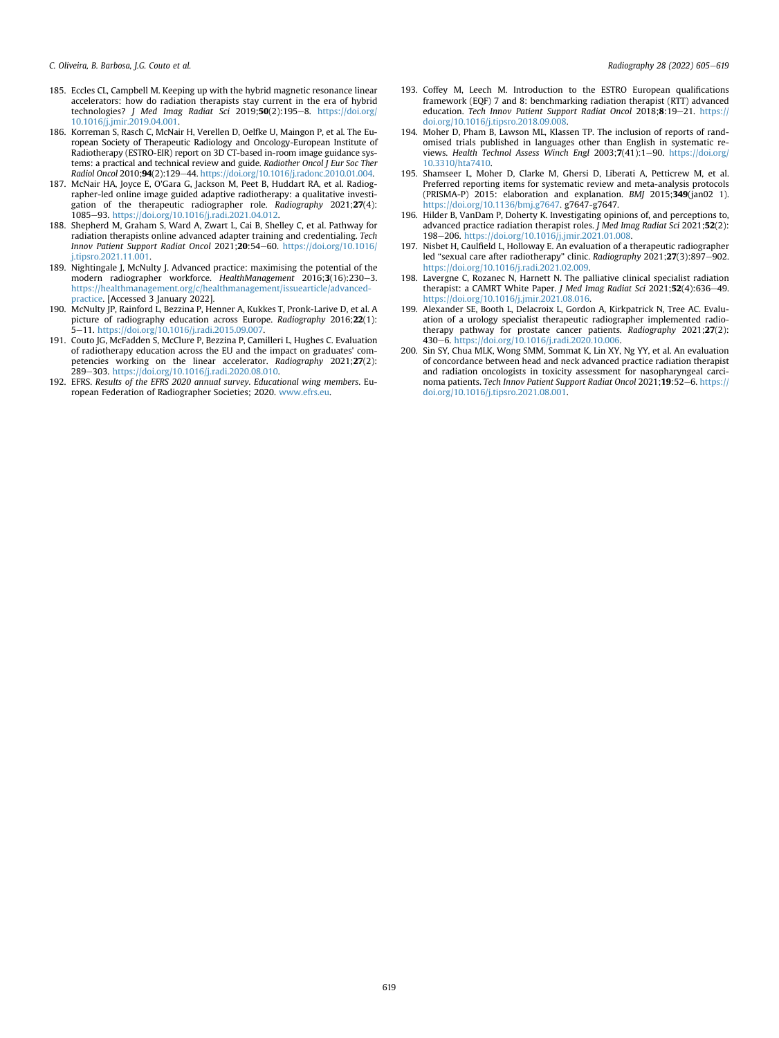185. Eccles CL, Campbell M. Keeping up with the hybrid magnetic resonance linear accelerators: how do radiation therapists stay current in the era of hybrid technologies? *J Med Imag Radiat Sci* 2019;**50**(2):195–8. https://doi.org/10.1016/j.jmir.2019.04.001.
186. Korreman S, Rasch C, McNair H, Verellen D, Oelfke U, Maingon P, et al. The European Society of Therapeutic Radiology and Oncology-European Institute of Radiotherapy (ESTRO-EIR) report on 3D CT-based in-room image guidance systems: a practical and technical review and guide. *Radiother Oncol J Eur Soc Ther Radiol Oncol* 2010;**94**(2):129–44. https://doi.org/10.1016/j.radonc.2010.01.004.
187. McNair HA, Joyce E, O'Gara G, Jackson M, Peet B, Huddart RA, et al. Radiographer-led online image guided adaptive radiotherapy: a qualitative investigation of the therapeutic radiographer role. *Radiography* 2021;**27**(4): 1085–93. https://doi.org/10.1016/j.radi.2021.04.012.
188. Shepherd M, Graham S, Ward A, Zwart L, Cai B, Shelley C, et al. Pathway for radiation therapists online advanced adapter training and credentialing. *Tech Innov Patient Support Radiat Oncol* 2021;**20**:54–60. https://doi.org/10.1016/j.tipsro.2021.11.001.
189. Nightingale J, McNulty J. Advanced practice: maximising the potential of the modern radiographer workforce. *HealthManagement* 2016;**3**(16):230–3. https://healthmanagement.org/c/healthmanagement/issuearticle/advanced-practice. [Accessed 3 January 2022].
190. McNulty JP, Rainford L, Bezzina P, Henner A, Kukkes T, Pronk-Larive D, et al. A picture of radiography education across Europe. *Radiography* 2016;**22**(1): 5–11. https://doi.org/10.1016/j.radi.2015.09.007.
191. Couto JG, McFadden S, McClure P, Bezzina P, Camilleri L, Hughes C. Evaluation of radiotherapy education across the EU and the impact on graduates' competencies working on the linear accelerator. *Radiography* 2021;**27**(2): 289–303. https://doi.org/10.1016/j.radi.2020.08.010.
192. EFRS. *Results of the EFRS 2020 annual survey. Educational wing members*. European Federation of Radiographer Societies; 2020. www.efrs.eu.
193. Coffey M, Leech M. Introduction to the ESTRO European qualifications framework (EQF) 7 and 8: benchmarking radiation therapist (RTT) advanced education. *Tech Innov Patient Support Radiat Oncol* 2018;**8**:19–21. https://doi.org/10.1016/j.tipsro.2018.09.008.
194. Moher D, Pham B, Lawson ML, Klassen TP. The inclusion of reports of randomised trials published in languages other than English in systematic reviews. *Health Technol Assess Winch Engl* 2003;**7**(41):1–90. https://doi.org/10.3310/hta7410.
195. Shamseer L, Moher D, Clarke M, Ghersi D, Liberati A, Petticrew M, et al. Preferred reporting items for systematic review and meta-analysis protocols (PRISMA-P) 2015: elaboration and explanation. *BMJ* 2015;**349**(jan02 1). https://doi.org/10.1136/bmj.g7647. g7647-g7647.
196. Hilder B, VanDam P, Doherty K. Investigating opinions of, and perceptions to, advanced practice radiation therapist roles. *J Med Imag Radiat Sci* 2021;**52**(2): 198–206. https://doi.org/10.1016/j.jmir.2021.01.008.
197. Nisbet H, Caulfield L, Holloway E. An evaluation of a therapeutic radiographer led "sexual care after radiotherapy" clinic. *Radiography* 2021;**27**(3):897–902. https://doi.org/10.1016/j.radi.2021.02.009.
198. Lavergne C, Rozanec N, Harnett N. The palliative clinical specialist radiation therapist: a CAMRT White Paper. *J Med Imag Radiat Sci* 2021;**52**(4):636–49. https://doi.org/10.1016/j.jmir.2021.08.016.
199. Alexander SE, Booth L, Delacroix L, Gordon A, Kirkpatrick N, Tree AC. Evaluation of a urology specialist therapeutic radiographer implemented radiotherapy pathway for prostate cancer patients. *Radiography* 2021;**27**(2): 430–6. https://doi.org/10.1016/j.radi.2020.10.006.
200. Sin SY, Chua MLK, Wong SMM, Sommat K, Lin XY, Ng YY, et al. An evaluation of concordance between head and neck advanced practice radiation therapist and radiation oncologists in toxicity assessment for nasopharyngeal carcinoma patients. *Tech Innov Patient Support Radiat Oncol* 2021;**19**:52–6. https://doi.org/10.1016/j.tipsro.2021.08.001.